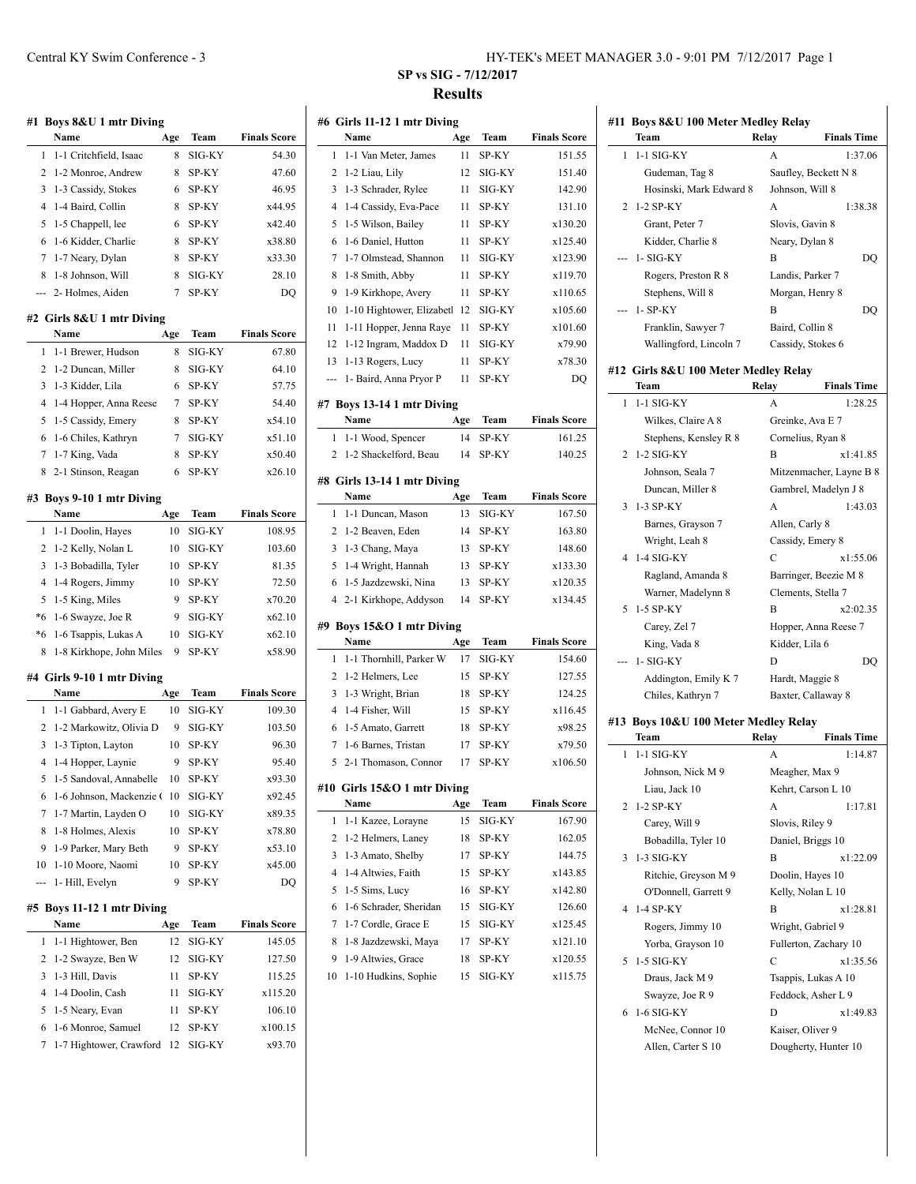# SP vs SIG - 7/12/2017

## Results

### #1 Boys 8&U 1 mtr Diving

| | Name | Age | Team | Finals Score |
|---|---|---|---|---|
| 1 | 1-1 Critchfield, Isaac | 8 | SIG-KY | 54.30 |
| 2 | 1-2 Monroe, Andrew | 8 | SP-KY | 47.60 |
| 3 | 1-3 Cassidy, Stokes | 6 | SP-KY | 46.95 |
| 4 | 1-4 Baird, Collin | 8 | SP-KY | x44.95 |
| 5 | 1-5 Chappell, lee | 6 | SP-KY | x42.40 |
| 6 | 1-6 Kidder, Charlie | 8 | SP-KY | x38.80 |
| 7 | 1-7 Neary, Dylan | 8 | SP-KY | x33.30 |
| 8 | 1-8 Johnson, Will | 8 | SIG-KY | 28.10 |
| --- | 2- Holmes, Aiden | 7 | SP-KY | DQ |

### #2 Girls 8&U 1 mtr Diving

| | Name | Age | Team | Finals Score |
|---|---|---|---|---|
| 1 | 1-1 Brewer, Hudson | 8 | SIG-KY | 67.80 |
| 2 | 1-2 Duncan, Miller | 8 | SIG-KY | 64.10 |
| 3 | 1-3 Kidder, Lila | 6 | SP-KY | 57.75 |
| 4 | 1-4 Hopper, Anna Reese | 7 | SP-KY | 54.40 |
| 5 | 1-5 Cassidy, Emery | 8 | SP-KY | x54.10 |
| 6 | 1-6 Chiles, Kathryn | 7 | SIG-KY | x51.10 |
| 7 | 1-7 King, Vada | 8 | SP-KY | x50.40 |
| 8 | 2-1 Stinson, Reagan | 6 | SP-KY | x26.10 |

### #3 Boys 9-10 1 mtr Diving

| | Name | Age | Team | Finals Score |
|---|---|---|---|---|
| 1 | 1-1 Doolin, Hayes | 10 | SIG-KY | 108.95 |
| 2 | 1-2 Kelly, Nolan L | 10 | SIG-KY | 103.60 |
| 3 | 1-3 Bobadilla, Tyler | 10 | SP-KY | 81.35 |
| 4 | 1-4 Rogers, Jimmy | 10 | SP-KY | 72.50 |
| 5 | 1-5 King, Miles | 9 | SP-KY | x70.20 |
| *6 | 1-6 Swayze, Joe R | 9 | SIG-KY | x62.10 |
| *6 | 1-6 Tsappis, Lukas A | 10 | SIG-KY | x62.10 |
| 8 | 1-8 Kirkhope, John Miles | 9 | SP-KY | x58.90 |

### #4 Girls 9-10 1 mtr Diving

| | Name | Age | Team | Finals Score |
|---|---|---|---|---|
| 1 | 1-1 Gabbard, Avery E | 10 | SIG-KY | 109.30 |
| 2 | 1-2 Markowitz, Olivia D | 9 | SIG-KY | 103.50 |
| 3 | 1-3 Tipton, Layton | 10 | SP-KY | 96.30 |
| 4 | 1-4 Hopper, Laynie | 9 | SP-KY | 95.40 |
| 5 | 1-5 Sandoval, Annabelle | 10 | SP-KY | x93.30 |
| 6 | 1-6 Johnson, Mackenzie ( | 10 | SIG-KY | x92.45 |
| 7 | 1-7 Martin, Layden O | 10 | SIG-KY | x89.35 |
| 8 | 1-8 Holmes, Alexis | 10 | SP-KY | x78.80 |
| 9 | 1-9 Parker, Mary Beth | 9 | SP-KY | x53.10 |
| 10 | 1-10 Moore, Naomi | 10 | SP-KY | x45.00 |
| --- | 1- Hill, Evelyn | 9 | SP-KY | DQ |

### #5 Boys 11-12 1 mtr Diving

| | Name | Age | Team | Finals Score |
|---|---|---|---|---|
| 1 | 1-1 Hightower, Ben | 12 | SIG-KY | 145.05 |
| 2 | 1-2 Swayze, Ben W | 12 | SIG-KY | 127.50 |
| 3 | 1-3 Hill, Davis | 11 | SP-KY | 115.25 |
| 4 | 1-4 Doolin, Cash | 11 | SIG-KY | x115.20 |
| 5 | 1-5 Neary, Evan | 11 | SP-KY | 106.10 |
| 6 | 1-6 Monroe, Samuel | 12 | SP-KY | x100.15 |
| 7 | 1-7 Hightower, Crawford | 12 | SIG-KY | x93.70 |

### #6 Girls 11-12 1 mtr Diving

| | Name | Age | Team | Finals Score |
|---|---|---|---|---|
| 1 | 1-1 Van Meter, James | 11 | SP-KY | 151.55 |
| 2 | 1-2 Liau, Lily | 12 | SIG-KY | 151.40 |
| 3 | 1-3 Schrader, Rylee | 11 | SIG-KY | 142.90 |
| 4 | 1-4 Cassidy, Eva-Pace | 11 | SP-KY | 131.10 |
| 5 | 1-5 Wilson, Bailey | 11 | SP-KY | x130.20 |
| 6 | 1-6 Daniel, Hutton | 11 | SP-KY | x125.40 |
| 7 | 1-7 Olmstead, Shannon | 11 | SIG-KY | x123.90 |
| 8 | 1-8 Smith, Abby | 11 | SP-KY | x119.70 |
| 9 | 1-9 Kirkhope, Avery | 11 | SP-KY | x110.65 |
| 10 | 1-10 Hightower, Elizabetl | 12 | SIG-KY | x105.60 |
| 11 | 1-11 Hopper, Jenna Raye | 11 | SP-KY | x101.60 |
| 12 | 1-12 Ingram, Maddox D | 11 | SIG-KY | x79.90 |
| 13 | 1-13 Rogers, Lucy | 11 | SP-KY | x78.30 |
| --- | 1- Baird, Anna Pryor P | 11 | SP-KY | DQ |

### #7 Boys 13-14 1 mtr Diving

| | Name | Age | Team | Finals Score |
|---|---|---|---|---|
| 1 | 1-1 Wood, Spencer | 14 | SP-KY | 161.25 |
| 2 | 1-2 Shackelford, Beau | 14 | SP-KY | 140.25 |

### #8 Girls 13-14 1 mtr Diving

| | Name | Age | Team | Finals Score |
|---|---|---|---|---|
| 1 | 1-1 Duncan, Mason | 13 | SIG-KY | 167.50 |
| 2 | 1-2 Beaven, Eden | 14 | SP-KY | 163.80 |
| 3 | 1-3 Chang, Maya | 13 | SP-KY | 148.60 |
| 5 | 1-4 Wright, Hannah | 13 | SP-KY | x133.30 |
| 6 | 1-5 Jazdzewski, Nina | 13 | SP-KY | x120.35 |
| 4 | 2-1 Kirkhope, Addyson | 14 | SP-KY | x134.45 |

### #9 Boys 15&O 1 mtr Diving

| | Name | Age | Team | Finals Score |
|---|---|---|---|---|
| 1 | 1-1 Thornhill, Parker W | 17 | SIG-KY | 154.60 |
| 2 | 1-2 Helmers, Lee | 15 | SP-KY | 127.55 |
| 3 | 1-3 Wright, Brian | 18 | SP-KY | 124.25 |
| 4 | 1-4 Fisher, Will | 15 | SP-KY | x116.45 |
| 6 | 1-5 Amato, Garrett | 18 | SP-KY | x98.25 |
| 7 | 1-6 Barnes, Tristan | 17 | SP-KY | x79.50 |
| 5 | 2-1 Thomason, Connor | 17 | SP-KY | x106.50 |

### #10 Girls 15&O 1 mtr Diving

| | Name | Age | Team | Finals Score |
|---|---|---|---|---|
| 1 | 1-1 Kazee, Lorayne | 15 | SIG-KY | 167.90 |
| 2 | 1-2 Helmers, Laney | 18 | SP-KY | 162.05 |
| 3 | 1-3 Amato, Shelby | 17 | SP-KY | 144.75 |
| 4 | 1-4 Altwies, Faith | 15 | SP-KY | x143.85 |
| 5 | 1-5 Sims, Lucy | 16 | SP-KY | x142.80 |
| 6 | 1-6 Schrader, Sheridan | 15 | SIG-KY | 126.60 |
| 7 | 1-7 Cordle, Grace E | 15 | SIG-KY | x125.45 |
| 8 | 1-8 Jazdzewski, Maya | 17 | SP-KY | x121.10 |
| 9 | 1-9 Altwies, Grace | 18 | SP-KY | x120.55 |
| 10 | 1-10 Hudkins, Sophie | 15 | SIG-KY | x115.75 |

### #11 Boys 8&U 100 Meter Medley Relay

| | Team | Relay | Finals Time |
|---|---|---|---|
| 1 | 1-1 SIG-KY | A | 1:37.06 |
| | Gudeman, Tag 8 | Saufley, Beckett N 8 | |
| | Hosinski, Mark Edward 8 | Johnson, Will 8 | |
| 2 | 1-2 SP-KY | A | 1:38.38 |
| | Grant, Peter 7 | Slovis, Gavin 8 | |
| | Kidder, Charlie 8 | Neary, Dylan 8 | |
| --- | 1- SIG-KY | B | DQ |
| | Rogers, Preston R 8 | Landis, Parker 7 | |
| | Stephens, Will 8 | Morgan, Henry 8 | |
| --- | 1- SP-KY | B | DQ |
| | Franklin, Sawyer 7 | Baird, Collin 8 | |
| | Wallingford, Lincoln 7 | Cassidy, Stokes 6 | |

### #12 Girls 8&U 100 Meter Medley Relay

| | Team | Relay | Finals Time |
|---|---|---|---|
| 1 | 1-1 SIG-KY | A | 1:28.25 |
| | Wilkes, Claire A 8 | Greinke, Ava E 7 | |
| | Stephens, Kensley R 8 | Cornelius, Ryan 8 | |
| 2 | 1-2 SIG-KY | B | x1:41.85 |
| | Johnson, Seala 7 | Mitzenmacher, Layne B 8 | |
| | Duncan, Miller 8 | Gambrel, Madelyn J 8 | |
| 3 | 1-3 SP-KY | A | 1:43.03 |
| | Barnes, Grayson 7 | Allen, Carly 8 | |
| | Wright, Leah 8 | Cassidy, Emery 8 | |
| 4 | 1-4 SIG-KY | C | x1:55.06 |
| | Ragland, Amanda 8 | Barringer, Beezie M 8 | |
| | Warner, Madelynn 8 | Clements, Stella 7 | |
| 5 | 1-5 SP-KY | B | x2:02.35 |
| | Carey, Zel 7 | Hopper, Anna Reese 7 | |
| | King, Vada 8 | Kidder, Lila 6 | |
| --- | 1- SIG-KY | D | DQ |
| | Addington, Emily K 7 | Hardt, Maggie 8 | |
| | Chiles, Kathryn 7 | Baxter, Callaway 8 | |

### #13 Boys 10&U 100 Meter Medley Relay

| | Team | Relay | Finals Time |
|---|---|---|---|
| 1 | 1-1 SIG-KY | A | 1:14.87 |
| | Johnson, Nick M 9 | Meagher, Max 9 | |
| | Liau, Jack 10 | Kehrt, Carson L 10 | |
| 2 | 1-2 SP-KY | A | 1:17.81 |
| | Carey, Will 9 | Slovis, Riley 9 | |
| | Bobadilla, Tyler 10 | Daniel, Briggs 10 | |
| 3 | 1-3 SIG-KY | B | x1:22.09 |
| | Ritchie, Greyson M 9 | Doolin, Hayes 10 | |
| | O'Donnell, Garrett 9 | Kelly, Nolan L 10 | |
| 4 | 1-4 SP-KY | B | x1:28.81 |
| | Rogers, Jimmy 10 | Wright, Gabriel 9 | |
| | Yorba, Grayson 10 | Fullerton, Zachary 10 | |
| 5 | 1-5 SIG-KY | C | x1:35.56 |
| | Draus, Jack M 9 | Tsappis, Lukas A 10 | |
| | Swayze, Joe R 9 | Feddock, Asher L 9 | |
| 6 | 1-6 SIG-KY | D | x1:49.83 |
| | McNee, Connor 10 | Kaiser, Oliver 9 | |
| | Allen, Carter S 10 | Dougherty, Hunter 10 | |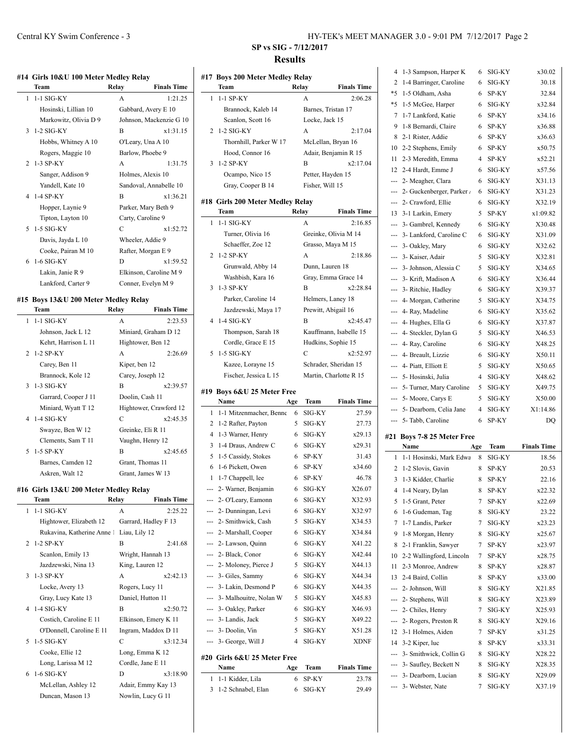## SP vs SIG - 7/12/2017

## Results

### #14 Girls 10&U 100 Meter Medley Relay

| | Team | Relay | Finals Time |
|---|---|---|---|
| 1 | 1-1 SIG-KY | A | 1:21.25 |
| | Hosinski, Lillian 10 | Gabbard, Avery E 10 | |
| | Markowitz, Olivia D 9 | Johnson, Mackenzie G 10 | |
| 3 | 1-2 SIG-KY | B | x1:31.15 |
| | Hobbs, Whitney A 10 | O'Leary, Una A 10 | |
| | Rogers, Maggie 10 | Barlow, Phoebe 9 | |
| 2 | 1-3 SP-KY | A | 1:31.75 |
| | Sanger, Addison 9 | Holmes, Alexis 10 | |
| | Yandell, Kate 10 | Sandoval, Annabelle 10 | |
| 4 | 1-4 SP-KY | B | x1:36.21 |
| | Hopper, Laynie 9 | Parker, Mary Beth 9 | |
| | Tipton, Layton 10 | Carty, Caroline 9 | |
| 5 | 1-5 SIG-KY | C | x1:52.72 |
| | Davis, Jayda L 10 | Wheeler, Addie 9 | |
| | Cooke, Pairan M 10 | Rafter, Morgan E 9 | |
| 6 | 1-6 SIG-KY | D | x1:59.52 |
| | Lakin, Janie R 9 | Elkinson, Caroline M 9 | |
| | Lankford, Carter 9 | Conner, Evelyn M 9 | |

### #15 Boys 13&U 200 Meter Medley Relay

| | Team | Relay | Finals Time |
|---|---|---|---|
| 1 | 1-1 SIG-KY | A | 2:23.53 |
| | Johnson, Jack L 12 | Miniard, Graham D 12 | |
| | Kehrt, Harrison L 11 | Hightower, Ben 12 | |
| 2 | 1-2 SP-KY | A | 2:26.69 |
| | Carey, Ben 11 | Kiper, ben 12 | |
| | Brannock, Kole 12 | Carey, Joseph 12 | |
| 3 | 1-3 SIG-KY | B | x2:39.57 |
| | Garrard, Cooper J 11 | Doolin, Cash 11 | |
| | Miniard, Wyatt T 12 | Hightower, Crawford 12 | |
| 4 | 1-4 SIG-KY | C | x2:45.35 |
| | Swayze, Ben W 12 | Greinke, Eli R 11 | |
| | Clements, Sam T 11 | Vaughn, Henry 12 | |
| 5 | 1-5 SP-KY | B | x2:45.65 |
| | Barnes, Camden 12 | Grant, Thomas 11 | |
| | Askren, Walt 12 | Grant, James W 13 | |

### #16 Girls 13&U 200 Meter Medley Relay

| | Team | Relay | Finals Time |
|---|---|---|---|
| 1 | 1-1 SIG-KY | A | 2:25.22 |
| | Hightower, Elizabeth 12 | Garrard, Hadley F 13 | |
| | Rukavina, Katherine Anne 1 | Liau, Lily 12 | |
| 2 | 1-2 SP-KY | B | 2:41.68 |
| | Scanlon, Emily 13 | Wright, Hannah 13 | |
| | Jazdzewski, Nina 13 | King, Lauren 12 | |
| 3 | 1-3 SP-KY | A | x2:42.13 |
| | Locke, Avery 13 | Rogers, Lucy 11 | |
| | Gray, Lucy Kate 13 | Daniel, Hutton 11 | |
| 4 | 1-4 SIG-KY | B | x2:50.72 |
| | Costich, Caroline E 11 | Elkinson, Emery K 11 | |
| | O'Donnell, Caroline E 11 | Ingram, Maddox D 11 | |
| 5 | 1-5 SIG-KY | C | x3:12.34 |
| | Cooke, Ellie 12 | Long, Emma K 12 | |
| | Long, Larissa M 12 | Cordle, Jane E 11 | |
| 6 | 1-6 SIG-KY | D | x3:18.90 |
| | McLellan, Ashley 12 | Adair, Emmy Kay 13 | |
| | Duncan, Mason 13 | Nowlin, Lucy G 11 | |

### #17 Boys 200 Meter Medley Relay

| | Team | Relay | Finals Time |
|---|---|---|---|
| 1 | 1-1 SP-KY | A | 2:06.28 |
| | Brannock, Kaleb 14 | Barnes, Tristan 17 | |
| | Scanlon, Scott 16 | Locke, Jack 15 | |
| 2 | 1-2 SIG-KY | A | 2:17.04 |
| | Thornhill, Parker W 17 | McLellan, Bryan 16 | |
| | Hood, Connor 16 | Adair, Benjamin R 15 | |
| 3 | 1-2 SP-KY | B | x2:17.04 |
| | Ocampo, Nico 15 | Petter, Hayden 15 | |
| | Gray, Cooper B 14 | Fisher, Will 15 | |

### #18 Girls 200 Meter Medley Relay

| | Team | Relay | Finals Time |
|---|---|---|---|
| 1 | 1-1 SIG-KY | A | 2:16.85 |
| | Turner, Olivia 16 | Greinke, Olivia M 14 | |
| | Schaeffer, Zoe 12 | Grasso, Maya M 15 | |
| 2 | 1-2 SP-KY | A | 2:18.86 |
| | Grunwald, Abby 14 | Dunn, Lauren 18 | |
| | Washbish, Kara 16 | Gray, Emma Grace 14 | |
| 3 | 1-3 SP-KY | B | x2:28.84 |
| | Parker, Caroline 14 | Helmers, Laney 18 | |
| | Jazdzewski, Maya 17 | Prewitt, Abigail 16 | |
| 4 | 1-4 SIG-KY | B | x2:45.47 |
| | Thompson, Sarah 18 | Kauffmann, Isabelle 15 | |
| | Cordle, Grace E 15 | Hudkins, Sophie 15 | |
| 5 | 1-5 SIG-KY | C | x2:52.97 |
| | Kazee, Lorayne 15 | Schrader, Sheridan 15 | |
| | Fischer, Jessica L 15 | Martin, Charlotte R 15 | |

### #19 Boys 6&U 25 Meter Free

| | Name | Age | Team | Finals Time |
|---|---|---|---|---|
| 1 | 1-1 Mitzenmacher, Benne | 6 | SIG-KY | 27.59 |
| 2 | 1-2 Rafter, Payton | 5 | SIG-KY | 27.73 |
| 4 | 1-3 Warner, Henry | 6 | SIG-KY | x29.13 |
| 3 | 1-4 Draus, Andrew C | 6 | SIG-KY | x29.31 |
| 5 | 1-5 Cassidy, Stokes | 6 | SP-KY | 31.43 |
| 6 | 1-6 Pickett, Owen | 6 | SP-KY | x34.60 |
| 1 | 1-7 Chappell, lee | 6 | SP-KY | 46.78 |
| --- | 2- Warner, Benjamin | 6 | SIG-KY | X26.07 |
| --- | 2- O'Leary, Eamonn | 6 | SIG-KY | X32.93 |
| --- | 2- Dunningan, Levi | 6 | SIG-KY | X32.97 |
| --- | 2- Smithwick, Cash | 5 | SIG-KY | X34.53 |
| --- | 2- Marshall, Cooper | 6 | SIG-KY | X34.84 |
| --- | 2- Lawson, Quinn | 6 | SIG-KY | X41.22 |
| --- | 2- Black, Conor | 6 | SIG-KY | X42.44 |
| --- | 2- Moloney, Pierce J | 5 | SIG-KY | X44.13 |
| --- | 3- Giles, Sammy | 6 | SIG-KY | X44.34 |
| --- | 3- Lakin, Desmond P | 6 | SIG-KY | X44.35 |
| --- | 3- Malhouitre, Nolan W | 5 | SIG-KY | X45.83 |
| --- | 3- Oakley, Parker | 6 | SIG-KY | X46.93 |
| --- | 3- Landis, Jack | 5 | SIG-KY | X49.22 |
| --- | 3- Doolin, Vin | 5 | SIG-KY | X51.28 |
| --- | 3- George, Will J | 4 | SIG-KY | XDNF |

### #20 Girls 6&U 25 Meter Free

| | Name | Age | Team | Finals Time |
|---|---|---|---|---|
| 1 | 1-1 Kidder, Lila | 6 | SP-KY | 23.78 |
| 3 | 1-2 Schnabel, Elan | 6 | SIG-KY | 29.49 |
| 4 | 1-3 Sampson, Harper K | 6 | SIG-KY | x30.02 |
| 2 | 1-4 Barringer, Caroline | 6 | SIG-KY | 30.18 |
| *5 | 1-5 Oldham, Asha | 6 | SP-KY | 32.84 |
| *5 | 1-5 McGee, Harper | 6 | SIG-KY | x32.84 |
| 7 | 1-7 Lankford, Katie | 6 | SP-KY | x34.16 |
| 9 | 1-8 Bernardi, Claire | 6 | SP-KY | x36.88 |
| 8 | 2-1 Rister, Addie | 6 | SP-KY | x36.63 |
| 10 | 2-2 Stephens, Emily | 6 | SP-KY | x50.75 |
| 11 | 2-3 Meredith, Emma | 4 | SP-KY | x52.21 |
| 12 | 2-4 Hardt, Emme J | 6 | SIG-KY | x57.56 |
| --- | 2- Meagher, Clara | 6 | SIG-KY | X31.13 |
| --- | 2- Guckenberger, Parker A | 6 | SIG-KY | X31.23 |
| --- | 2- Crawford, Ellie | 6 | SIG-KY | X32.19 |
| 13 | 3-1 Larkin, Emery | 5 | SP-KY | x1:09.82 |
| --- | 3- Gambrel, Kennedy | 6 | SIG-KY | X30.48 |
| --- | 3- Lankford, Caroline C | 6 | SIG-KY | X31.09 |
| --- | 3- Oakley, Mary | 6 | SIG-KY | X32.62 |
| --- | 3- Kaiser, Adair | 5 | SIG-KY | X32.81 |
| --- | 3- Johnson, Alessia C | 5 | SIG-KY | X34.65 |
| --- | 3- Krift, Madison A | 6 | SIG-KY | X36.44 |
| --- | 3- Ritchie, Hadley | 6 | SIG-KY | X39.37 |
| --- | 4- Morgan, Catherine | 5 | SIG-KY | X34.75 |
| --- | 4- Ray, Madeline | 6 | SIG-KY | X35.62 |
| --- | 4- Hughes, Ella G | 6 | SIG-KY | X37.87 |
| --- | 4- Steckler, Dylan G | 5 | SIG-KY | X46.53 |
| --- | 4- Ray, Caroline | 6 | SIG-KY | X48.25 |
| --- | 4- Breault, Lizzie | 6 | SIG-KY | X50.11 |
| --- | 4- Piatt, Elliott E | 5 | SIG-KY | X50.65 |
| --- | 5- Hosinski, Julia | 4 | SIG-KY | X48.62 |
| --- | 5- Turner, Mary Caroline | 5 | SIG-KY | X49.75 |
| --- | 5- Moore, Carys E | 5 | SIG-KY | X50.00 |
| --- | 5- Dearborn, Celia Jane | 4 | SIG-KY | X1:14.86 |
| --- | 5- Tabb, Caroline | 6 | SP-KY | DQ |

### #21 Boys 7-8 25 Meter Free

| | Name | Age | Team | Finals Time |
|---|---|---|---|---|
| 1 | 1-1 Hosinski, Mark Edwa | 8 | SIG-KY | 18.56 |
| 2 | 1-2 Slovis, Gavin | 8 | SP-KY | 20.53 |
| 3 | 1-3 Kidder, Charlie | 8 | SP-KY | 22.16 |
| 4 | 1-4 Neary, Dylan | 8 | SP-KY | x22.32 |
| 5 | 1-5 Grant, Peter | 7 | SP-KY | x22.69 |
| 6 | 1-6 Gudeman, Tag | 8 | SIG-KY | 23.22 |
| 7 | 1-7 Landis, Parker | 7 | SIG-KY | x23.23 |
| 9 | 1-8 Morgan, Henry | 8 | SIG-KY | x25.67 |
| 8 | 2-1 Franklin, Sawyer | 7 | SP-KY | x23.97 |
| 10 | 2-2 Wallingford, Lincoln | 7 | SP-KY | x28.75 |
| 11 | 2-3 Monroe, Andrew | 8 | SP-KY | x28.87 |
| 13 | 2-4 Baird, Collin | 8 | SP-KY | x33.00 |
| --- | 2- Johnson, Will | 8 | SIG-KY | X21.85 |
| --- | 2- Stephens, Will | 8 | SIG-KY | X23.89 |
| --- | 2- Chiles, Henry | 7 | SIG-KY | X25.93 |
| --- | 2- Rogers, Preston R | 8 | SIG-KY | X29.16 |
| 12 | 3-1 Holmes, Aiden | 7 | SP-KY | x31.25 |
| 14 | 3-2 Kiper, luc | 8 | SP-KY | x33.31 |
| --- | 3- Smithwick, Collin G | 8 | SIG-KY | X28.22 |
| --- | 3- Saufley, Beckett N | 8 | SIG-KY | X28.35 |
| --- | 3- Dearborn, Lucian | 8 | SIG-KY | X29.09 |
| --- | 3- Webster, Nate | 7 | SIG-KY | X37.19 |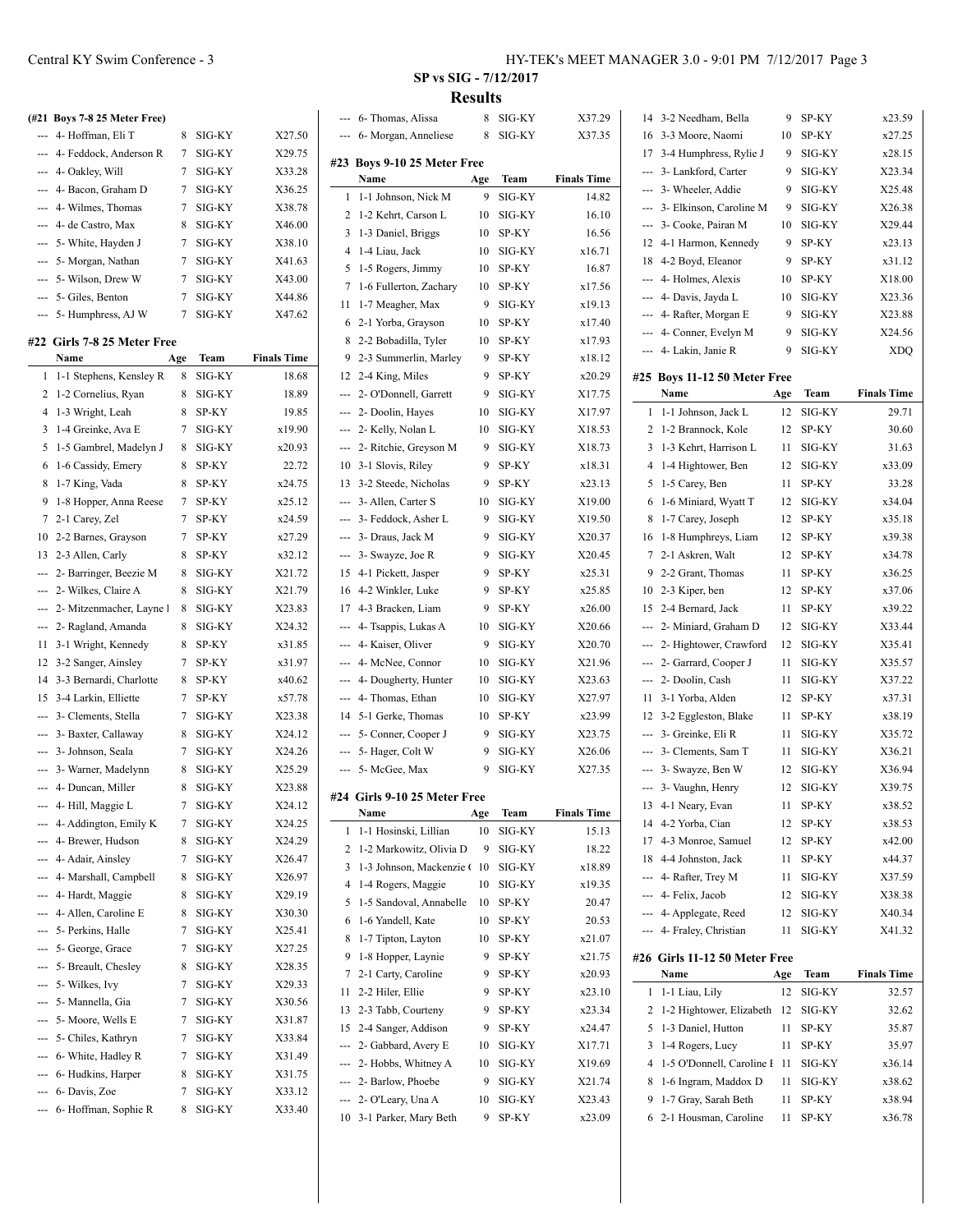## SP vs SIG - 7/12/2017

### Results

**(#21 Boys 7-8 25 Meter Free)**

| Place | Name | Age | Team | Finals Time |
|---|---|---|---|---|
| --- | 4- Hoffman, Eli T | 8 | SIG-KY | X27.50 |
| --- | 4- Feddock, Anderson R | 7 | SIG-KY | X29.75 |
| --- | 4- Oakley, Will | 7 | SIG-KY | X33.28 |
| --- | 4- Bacon, Graham D | 7 | SIG-KY | X36.25 |
| --- | 4- Wilmes, Thomas | 7 | SIG-KY | X38.78 |
| --- | 4- de Castro, Max | 8 | SIG-KY | X46.00 |
| --- | 5- White, Hayden J | 7 | SIG-KY | X38.10 |
| --- | 5- Morgan, Nathan | 7 | SIG-KY | X41.63 |
| --- | 5- Wilson, Drew W | 7 | SIG-KY | X43.00 |
| --- | 5- Giles, Benton | 7 | SIG-KY | X44.86 |
| --- | 5- Humphress, AJ W | 7 | SIG-KY | X47.62 |

**#22 Girls 7-8 25 Meter Free**

| Place | Name | Age | Team | Finals Time |
|---|---|---|---|---|
| 1 | 1-1 Stephens, Kensley R | 8 | SIG-KY | 18.68 |
| 2 | 1-2 Cornelius, Ryan | 8 | SIG-KY | 18.89 |
| 4 | 1-3 Wright, Leah | 8 | SP-KY | 19.85 |
| 3 | 1-4 Greinke, Ava E | 7 | SIG-KY | x19.90 |
| 5 | 1-5 Gambrel, Madelyn J | 8 | SIG-KY | x20.93 |
| 6 | 1-6 Cassidy, Emery | 8 | SP-KY | 22.72 |
| 8 | 1-7 King, Vada | 8 | SP-KY | x24.75 |
| 9 | 1-8 Hopper, Anna Reese | 7 | SP-KY | x25.12 |
| 7 | 2-1 Carey, Zel | 7 | SP-KY | x24.59 |
| 10 | 2-2 Barnes, Grayson | 7 | SP-KY | x27.29 |
| 13 | 2-3 Allen, Carly | 8 | SP-KY | x32.12 |
| --- | 2- Barringer, Beezie M | 8 | SIG-KY | X21.72 |
| --- | 2- Wilkes, Claire A | 8 | SIG-KY | X21.79 |
| --- | 2- Mitzenmacher, Layne l | 8 | SIG-KY | X23.83 |
| --- | 2- Ragland, Amanda | 8 | SIG-KY | X24.32 |
| 11 | 3-1 Wright, Kennedy | 8 | SP-KY | x31.85 |
| 12 | 3-2 Sanger, Ainsley | 7 | SP-KY | x31.97 |
| 14 | 3-3 Bernardi, Charlotte | 8 | SP-KY | x40.62 |
| 15 | 3-4 Larkin, Elliette | 7 | SP-KY | x57.78 |
| --- | 3- Clements, Stella | 7 | SIG-KY | X23.38 |
| --- | 3- Baxter, Callaway | 8 | SIG-KY | X24.12 |
| --- | 3- Johnson, Seala | 7 | SIG-KY | X24.26 |
| --- | 3- Warner, Madelynn | 8 | SIG-KY | X25.29 |
| --- | 4- Duncan, Miller | 8 | SIG-KY | X23.88 |
| --- | 4- Hill, Maggie L | 7 | SIG-KY | X24.12 |
| --- | 4- Addington, Emily K | 7 | SIG-KY | X24.25 |
| --- | 4- Brewer, Hudson | 8 | SIG-KY | X24.29 |
| --- | 4- Adair, Ainsley | 7 | SIG-KY | X26.47 |
| --- | 4- Marshall, Campbell | 8 | SIG-KY | X26.97 |
| --- | 4- Hardt, Maggie | 8 | SIG-KY | X29.19 |
| --- | 4- Allen, Caroline E | 8 | SIG-KY | X30.30 |
| --- | 5- Perkins, Halle | 7 | SIG-KY | X25.41 |
| --- | 5- George, Grace | 7 | SIG-KY | X27.25 |
| --- | 5- Breault, Chesley | 8 | SIG-KY | X28.35 |
| --- | 5- Wilkes, Ivy | 7 | SIG-KY | X29.33 |
| --- | 5- Mannella, Gia | 7 | SIG-KY | X30.56 |
| --- | 5- Moore, Wells E | 7 | SIG-KY | X31.87 |
| --- | 5- Chiles, Kathryn | 7 | SIG-KY | X33.84 |
| --- | 6- White, Hadley R | 7 | SIG-KY | X31.49 |
| --- | 6- Hudkins, Harper | 8 | SIG-KY | X31.75 |
| --- | 6- Davis, Zoe | 7 | SIG-KY | X33.12 |
| --- | 6- Hoffman, Sophie R | 8 | SIG-KY | X33.40 |
| --- | 6- Thomas, Alissa | 8 | SIG-KY | X37.29 |
| --- | 6- Morgan, Anneliese | 8 | SIG-KY | X37.35 |

**#23 Boys 9-10 25 Meter Free**

| Place | Name | Age | Team | Finals Time |
|---|---|---|---|---|
| 1 | 1-1 Johnson, Nick M | 9 | SIG-KY | 14.82 |
| 2 | 1-2 Kehrt, Carson L | 10 | SIG-KY | 16.10 |
| 3 | 1-3 Daniel, Briggs | 10 | SP-KY | 16.56 |
| 4 | 1-4 Liau, Jack | 10 | SIG-KY | x16.71 |
| 5 | 1-5 Rogers, Jimmy | 10 | SP-KY | 16.87 |
| 7 | 1-6 Fullerton, Zachary | 10 | SP-KY | x17.56 |
| 11 | 1-7 Meagher, Max | 9 | SIG-KY | x19.13 |
| 6 | 2-1 Yorba, Grayson | 10 | SP-KY | x17.40 |
| 8 | 2-2 Bobadilla, Tyler | 10 | SP-KY | x17.93 |
| 9 | 2-3 Summerlin, Marley | 9 | SP-KY | x18.12 |
| 12 | 2-4 King, Miles | 9 | SP-KY | x20.29 |
| --- | 2- O'Donnell, Garrett | 9 | SIG-KY | X17.75 |
| --- | 2- Doolin, Hayes | 10 | SIG-KY | X17.97 |
| --- | 2- Kelly, Nolan L | 10 | SIG-KY | X18.53 |
| --- | 2- Ritchie, Greyson M | 9 | SIG-KY | X18.73 |
| 10 | 3-1 Slovis, Riley | 9 | SP-KY | x18.31 |
| 13 | 3-2 Steede, Nicholas | 9 | SP-KY | x23.13 |
| --- | 3- Allen, Carter S | 10 | SIG-KY | X19.00 |
| --- | 3- Feddock, Asher L | 9 | SIG-KY | X19.50 |
| --- | 3- Draus, Jack M | 9 | SIG-KY | X20.37 |
| --- | 3- Swayze, Joe R | 9 | SIG-KY | X20.45 |
| 15 | 4-1 Pickett, Jasper | 9 | SP-KY | x25.31 |
| 16 | 4-2 Winkler, Luke | 9 | SP-KY | x25.85 |
| 17 | 4-3 Bracken, Liam | 9 | SP-KY | x26.00 |
| --- | 4- Tsappis, Lukas A | 10 | SIG-KY | X20.66 |
| --- | 4- Kaiser, Oliver | 9 | SIG-KY | X20.70 |
| --- | 4- McNee, Connor | 10 | SIG-KY | X21.96 |
| --- | 4- Dougherty, Hunter | 10 | SIG-KY | X23.63 |
| --- | 4- Thomas, Ethan | 10 | SIG-KY | X27.97 |
| 14 | 5-1 Gerke, Thomas | 10 | SP-KY | x23.99 |
| --- | 5- Conner, Cooper J | 9 | SIG-KY | X23.75 |
| --- | 5- Hager, Colt W | 9 | SIG-KY | X26.06 |
| --- | 5- McGee, Max | 9 | SIG-KY | X27.35 |

**#24 Girls 9-10 25 Meter Free**

| Place | Name | Age | Team | Finals Time |
|---|---|---|---|---|
| 1 | 1-1 Hosinski, Lillian | 10 | SIG-KY | 15.13 |
| 2 | 1-2 Markowitz, Olivia D | 9 | SIG-KY | 18.22 |
| 3 | 1-3 Johnson, Mackenzie ( | 10 | SIG-KY | x18.89 |
| 4 | 1-4 Rogers, Maggie | 10 | SIG-KY | x19.35 |
| 5 | 1-5 Sandoval, Annabelle | 10 | SP-KY | 20.47 |
| 6 | 1-6 Yandell, Kate | 10 | SP-KY | 20.53 |
| 8 | 1-7 Tipton, Layton | 10 | SP-KY | x21.07 |
| 9 | 1-8 Hopper, Laynie | 9 | SP-KY | x21.75 |
| 7 | 2-1 Carty, Caroline | 9 | SP-KY | x20.93 |
| 11 | 2-2 Hiler, Ellie | 9 | SP-KY | x23.10 |
| 13 | 2-3 Tabb, Courteny | 9 | SP-KY | x23.34 |
| 15 | 2-4 Sanger, Addison | 9 | SP-KY | x24.47 |
| --- | 2- Gabbard, Avery E | 10 | SIG-KY | X17.71 |
| --- | 2- Hobbs, Whitney A | 10 | SIG-KY | X19.69 |
| --- | 2- Barlow, Phoebe | 9 | SIG-KY | X21.74 |
| --- | 2- O'Leary, Una A | 10 | SIG-KY | X23.43 |
| 10 | 3-1 Parker, Mary Beth | 9 | SP-KY | x23.09 |
| 14 | 3-2 Needham, Bella | 9 | SP-KY | x23.59 |
| 16 | 3-3 Moore, Naomi | 10 | SP-KY | x27.25 |
| 17 | 3-4 Humphress, Rylie J | 9 | SIG-KY | x28.15 |
| --- | 3- Lankford, Carter | 9 | SIG-KY | X23.34 |
| --- | 3- Wheeler, Addie | 9 | SIG-KY | X25.48 |
| --- | 3- Elkinson, Caroline M | 9 | SIG-KY | X26.38 |
| --- | 3- Cooke, Pairan M | 10 | SIG-KY | X29.44 |
| 12 | 4-1 Harmon, Kennedy | 9 | SP-KY | x23.13 |
| 18 | 4-2 Boyd, Eleanor | 9 | SP-KY | x31.12 |
| --- | 4- Holmes, Alexis | 10 | SP-KY | X18.00 |
| --- | 4- Davis, Jayda L | 10 | SIG-KY | X23.36 |
| --- | 4- Rafter, Morgan E | 9 | SIG-KY | X23.88 |
| --- | 4- Conner, Evelyn M | 9 | SIG-KY | X24.56 |
| --- | 4- Lakin, Janie R | 9 | SIG-KY | XDQ |

**#25 Boys 11-12 50 Meter Free**

| Place | Name | Age | Team | Finals Time |
|---|---|---|---|---|
| 1 | 1-1 Johnson, Jack L | 12 | SIG-KY | 29.71 |
| 2 | 1-2 Brannock, Kole | 12 | SP-KY | 30.60 |
| 3 | 1-3 Kehrt, Harrison L | 11 | SIG-KY | 31.63 |
| 4 | 1-4 Hightower, Ben | 12 | SIG-KY | x33.09 |
| 5 | 1-5 Carey, Ben | 11 | SP-KY | 33.28 |
| 6 | 1-6 Miniard, Wyatt T | 12 | SIG-KY | x34.04 |
| 8 | 1-7 Carey, Joseph | 12 | SP-KY | x35.18 |
| 16 | 1-8 Humphreys, Liam | 12 | SP-KY | x39.38 |
| 7 | 2-1 Askren, Walt | 12 | SP-KY | x34.78 |
| 9 | 2-2 Grant, Thomas | 11 | SP-KY | x36.25 |
| 10 | 2-3 Kiper, ben | 12 | SP-KY | x37.06 |
| 15 | 2-4 Bernard, Jack | 11 | SP-KY | x39.22 |
| --- | 2- Miniard, Graham D | 12 | SIG-KY | X33.44 |
| --- | 2- Hightower, Crawford | 12 | SIG-KY | X35.41 |
| --- | 2- Garrard, Cooper J | 11 | SIG-KY | X35.57 |
| --- | 2- Doolin, Cash | 11 | SIG-KY | X37.22 |
| 11 | 3-1 Yorba, Alden | 12 | SP-KY | x37.31 |
| 12 | 3-2 Eggleston, Blake | 11 | SP-KY | x38.19 |
| --- | 3- Greinke, Eli R | 11 | SIG-KY | X35.72 |
| --- | 3- Clements, Sam T | 11 | SIG-KY | X36.21 |
| --- | 3- Swayze, Ben W | 12 | SIG-KY | X36.94 |
| --- | 3- Vaughn, Henry | 12 | SIG-KY | X39.75 |
| 13 | 4-1 Neary, Evan | 11 | SP-KY | x38.52 |
| 14 | 4-2 Yorba, Cian | 12 | SP-KY | x38.53 |
| 17 | 4-3 Monroe, Samuel | 12 | SP-KY | x42.00 |
| 18 | 4-4 Johnston, Jack | 11 | SP-KY | x44.37 |
| --- | 4- Rafter, Trey M | 11 | SIG-KY | X37.59 |
| --- | 4- Felix, Jacob | 12 | SIG-KY | X38.38 |
| --- | 4- Applegate, Reed | 12 | SIG-KY | X40.34 |
| --- | 4- Fraley, Christian | 11 | SIG-KY | X41.32 |

**#26 Girls 11-12 50 Meter Free**

| Place | Name | Age | Team | Finals Time |
|---|---|---|---|---|
| 1 | 1-1 Liau, Lily | 12 | SIG-KY | 32.57 |
| 2 | 1-2 Hightower, Elizabeth | 12 | SIG-KY | 32.62 |
| 5 | 1-3 Daniel, Hutton | 11 | SP-KY | 35.87 |
| 3 | 1-4 Rogers, Lucy | 11 | SP-KY | 35.97 |
| 4 | 1-5 O'Donnell, Caroline I | 11 | SIG-KY | x36.14 |
| 8 | 1-6 Ingram, Maddox D | 11 | SIG-KY | x38.62 |
| 9 | 1-7 Gray, Sarah Beth | 11 | SP-KY | x38.94 |
| 6 | 2-1 Housman, Caroline | 11 | SP-KY | x36.78 |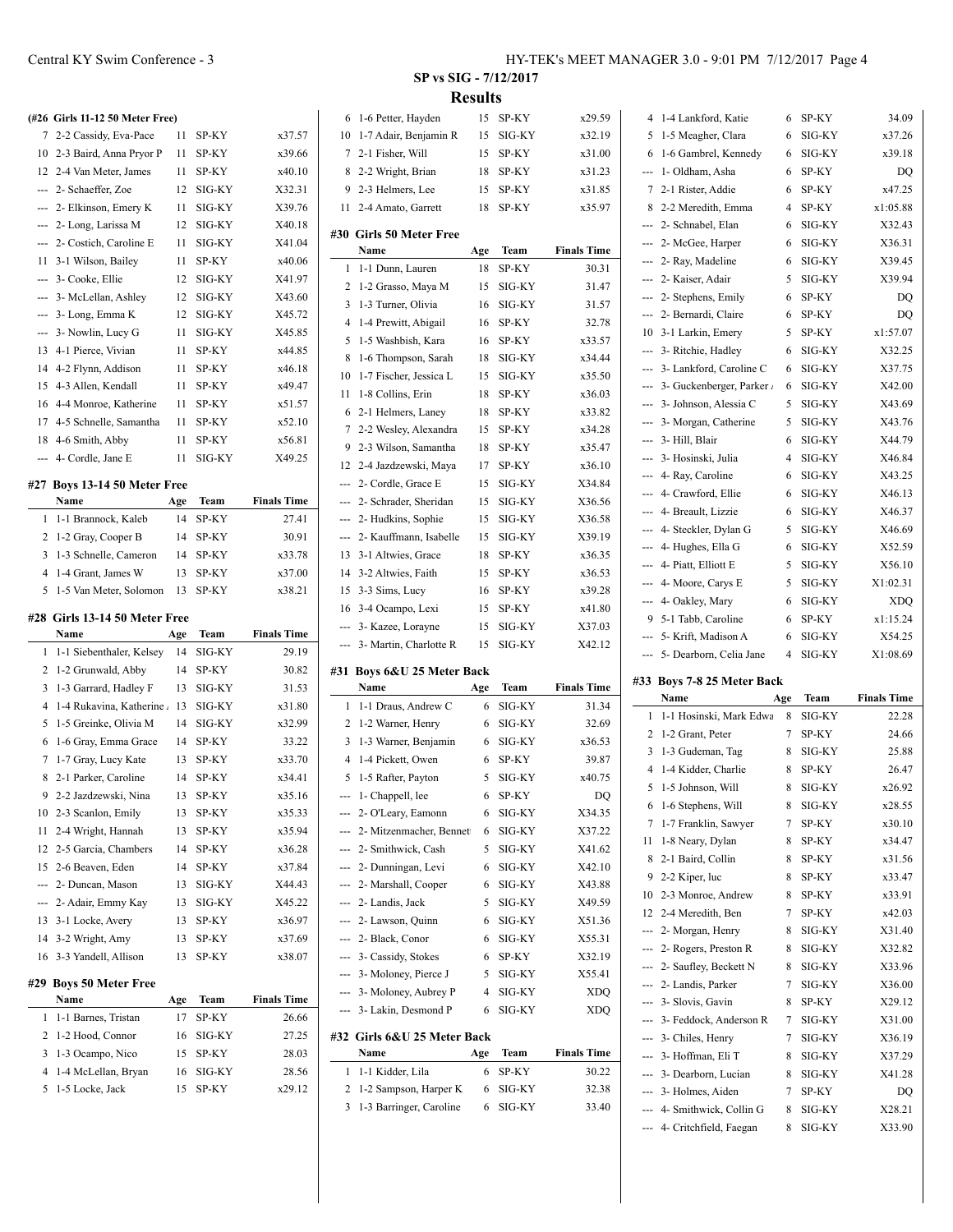## SP vs SIG - 7/12/2017

### Results

**(#26 Girls 11-12 50 Meter Free)**

| | Name | Age | Team | Finals Time |
|---|---|---|---|---|
| 7 | 2-2 Cassidy, Eva-Pace | 11 | SP-KY | x37.57 |
| 10 | 2-3 Baird, Anna Pryor P | 11 | SP-KY | x39.66 |
| 12 | 2-4 Van Meter, James | 11 | SP-KY | x40.10 |
| --- | 2- Schaeffer, Zoe | 12 | SIG-KY | X32.31 |
| --- | 2- Elkinson, Emery K | 11 | SIG-KY | X39.76 |
| --- | 2- Long, Larissa M | 12 | SIG-KY | X40.18 |
| --- | 2- Costich, Caroline E | 11 | SIG-KY | X41.04 |
| 11 | 3-1 Wilson, Bailey | 11 | SP-KY | x40.06 |
| --- | 3- Cooke, Ellie | 12 | SIG-KY | X41.97 |
| --- | 3- McLellan, Ashley | 12 | SIG-KY | X43.60 |
| --- | 3- Long, Emma K | 12 | SIG-KY | X45.72 |
| --- | 3- Nowlin, Lucy G | 11 | SIG-KY | X45.85 |
| 13 | 4-1 Pierce, Vivian | 11 | SP-KY | x44.85 |
| 14 | 4-2 Flynn, Addison | 11 | SP-KY | x46.18 |
| 15 | 4-3 Allen, Kendall | 11 | SP-KY | x49.47 |
| 16 | 4-4 Monroe, Katherine | 11 | SP-KY | x51.57 |
| 17 | 4-5 Schnelle, Samantha | 11 | SP-KY | x52.10 |
| 18 | 4-6 Smith, Abby | 11 | SP-KY | x56.81 |
| --- | 4- Cordle, Jane E | 11 | SIG-KY | X49.25 |

**#27 Boys 13-14 50 Meter Free**

| | Name | Age | Team | Finals Time |
|---|---|---|---|---|
| 1 | 1-1 Brannock, Kaleb | 14 | SP-KY | 27.41 |
| 2 | 1-2 Gray, Cooper B | 14 | SP-KY | 30.91 |
| 3 | 1-3 Schnelle, Cameron | 14 | SP-KY | x33.78 |
| 4 | 1-4 Grant, James W | 13 | SP-KY | x37.00 |
| 5 | 1-5 Van Meter, Solomon | 13 | SP-KY | x38.21 |

**#28 Girls 13-14 50 Meter Free**

| | Name | Age | Team | Finals Time |
|---|---|---|---|---|
| 1 | 1-1 Siebenthaler, Kelsey | 14 | SIG-KY | 29.19 |
| 2 | 1-2 Grunwald, Abby | 14 | SP-KY | 30.82 |
| 3 | 1-3 Garrard, Hadley F | 13 | SIG-KY | 31.53 |
| 4 | 1-4 Rukavina, Katherine | 13 | SIG-KY | x31.80 |
| 5 | 1-5 Greinke, Olivia M | 14 | SIG-KY | x32.99 |
| 6 | 1-6 Gray, Emma Grace | 14 | SP-KY | 33.22 |
| 7 | 1-7 Gray, Lucy Kate | 13 | SP-KY | x33.70 |
| 8 | 2-1 Parker, Caroline | 14 | SP-KY | x34.41 |
| 9 | 2-2 Jazdzewski, Nina | 13 | SP-KY | x35.16 |
| 10 | 2-3 Scanlon, Emily | 13 | SP-KY | x35.33 |
| 11 | 2-4 Wright, Hannah | 13 | SP-KY | x35.94 |
| 12 | 2-5 Garcia, Chambers | 14 | SP-KY | x36.28 |
| 15 | 2-6 Beaven, Eden | 14 | SP-KY | x37.84 |
| --- | 2- Duncan, Mason | 13 | SIG-KY | X44.43 |
| --- | 2- Adair, Emmy Kay | 13 | SIG-KY | X45.22 |
| 13 | 3-1 Locke, Avery | 13 | SP-KY | x36.97 |
| 14 | 3-2 Wright, Amy | 13 | SP-KY | x37.69 |
| 16 | 3-3 Yandell, Allison | 13 | SP-KY | x38.07 |

**#29 Boys 50 Meter Free**

| | Name | Age | Team | Finals Time |
|---|---|---|---|---|
| 1 | 1-1 Barnes, Tristan | 17 | SP-KY | 26.66 |
| 2 | 1-2 Hood, Connor | 16 | SIG-KY | 27.25 |
| 3 | 1-3 Ocampo, Nico | 15 | SP-KY | 28.03 |
| 4 | 1-4 McLellan, Bryan | 16 | SIG-KY | 28.56 |
| 5 | 1-5 Locke, Jack | 15 | SP-KY | x29.12 |
| 6 | 1-6 Petter, Hayden | 15 | SP-KY | x29.59 |
| 10 | 1-7 Adair, Benjamin R | 15 | SIG-KY | x32.19 |
| 7 | 2-1 Fisher, Will | 15 | SP-KY | x31.00 |
| 8 | 2-2 Wright, Brian | 18 | SP-KY | x31.23 |
| 9 | 2-3 Helmers, Lee | 15 | SP-KY | x31.85 |
| 11 | 2-4 Amato, Garrett | 18 | SP-KY | x35.97 |

**#30 Girls 50 Meter Free**

| | Name | Age | Team | Finals Time |
|---|---|---|---|---|
| 1 | 1-1 Dunn, Lauren | 18 | SP-KY | 30.31 |
| 2 | 1-2 Grasso, Maya M | 15 | SIG-KY | 31.47 |
| 3 | 1-3 Turner, Olivia | 16 | SIG-KY | 31.57 |
| 4 | 1-4 Prewitt, Abigail | 16 | SP-KY | 32.78 |
| 5 | 1-5 Washbish, Kara | 16 | SP-KY | x33.57 |
| 8 | 1-6 Thompson, Sarah | 18 | SIG-KY | x34.44 |
| 10 | 1-7 Fischer, Jessica L | 15 | SIG-KY | x35.50 |
| 11 | 1-8 Collins, Erin | 18 | SP-KY | x36.03 |
| 6 | 2-1 Helmers, Laney | 18 | SP-KY | x33.82 |
| 7 | 2-2 Wesley, Alexandra | 15 | SP-KY | x34.28 |
| 9 | 2-3 Wilson, Samantha | 18 | SP-KY | x35.47 |
| 12 | 2-4 Jazdzewski, Maya | 17 | SP-KY | x36.10 |
| --- | 2- Cordle, Grace E | 15 | SIG-KY | X34.84 |
| --- | 2- Schrader, Sheridan | 15 | SIG-KY | X36.56 |
| --- | 2- Hudkins, Sophie | 15 | SIG-KY | X36.58 |
| --- | 2- Kauffmann, Isabelle | 15 | SIG-KY | X39.19 |
| 13 | 3-1 Altwies, Grace | 18 | SP-KY | x36.35 |
| 14 | 3-2 Altwies, Faith | 15 | SP-KY | x36.53 |
| 15 | 3-3 Sims, Lucy | 16 | SP-KY | x39.28 |
| 16 | 3-4 Ocampo, Lexi | 15 | SP-KY | x41.80 |
| --- | 3- Kazee, Lorayne | 15 | SIG-KY | X37.03 |
| --- | 3- Martin, Charlotte R | 15 | SIG-KY | X42.12 |

**#31 Boys 6&U 25 Meter Back**

| | Name | Age | Team | Finals Time |
|---|---|---|---|---|
| 1 | 1-1 Draus, Andrew C | 6 | SIG-KY | 31.34 |
| 2 | 1-2 Warner, Henry | 6 | SIG-KY | 32.69 |
| 3 | 1-3 Warner, Benjamin | 6 | SIG-KY | x36.53 |
| 4 | 1-4 Pickett, Owen | 6 | SP-KY | 39.87 |
| 5 | 1-5 Rafter, Payton | 5 | SIG-KY | x40.75 |
| --- | 1- Chappell, lee | 6 | SP-KY | DQ |
| --- | 2- O'Leary, Eamonn | 6 | SIG-KY | X34.35 |
| --- | 2- Mitzenmacher, Bennet | 6 | SIG-KY | X37.22 |
| --- | 2- Smithwick, Cash | 5 | SIG-KY | X41.62 |
| --- | 2- Dunningan, Levi | 6 | SIG-KY | X42.10 |
| --- | 2- Marshall, Cooper | 6 | SIG-KY | X43.88 |
| --- | 2- Landis, Jack | 5 | SIG-KY | X49.59 |
| --- | 2- Lawson, Quinn | 6 | SIG-KY | X51.36 |
| --- | 2- Black, Conor | 6 | SIG-KY | X55.31 |
| --- | 3- Cassidy, Stokes | 6 | SP-KY | X32.19 |
| --- | 3- Moloney, Pierce J | 5 | SIG-KY | X55.41 |
| --- | 3- Moloney, Aubrey P | 4 | SIG-KY | XDQ |
| --- | 3- Lakin, Desmond P | 6 | SIG-KY | XDQ |

**#32 Girls 6&U 25 Meter Back**

| | Name | Age | Team | Finals Time |
|---|---|---|---|---|
| 1 | 1-1 Kidder, Lila | 6 | SP-KY | 30.22 |
| 2 | 1-2 Sampson, Harper K | 6 | SIG-KY | 32.38 |
| 3 | 1-3 Barringer, Caroline | 6 | SIG-KY | 33.40 |
| 4 | 1-4 Lankford, Katie | 6 | SP-KY | 34.09 |
| 5 | 1-5 Meagher, Clara | 6 | SIG-KY | x37.26 |
| 6 | 1-6 Gambrel, Kennedy | 6 | SIG-KY | x39.18 |
| --- | 1- Oldham, Asha | 6 | SP-KY | DQ |
| 7 | 2-1 Rister, Addie | 6 | SP-KY | x47.25 |
| 8 | 2-2 Meredith, Emma | 4 | SP-KY | x1:05.88 |
| --- | 2- Schnabel, Elan | 6 | SIG-KY | X32.43 |
| --- | 2- McGee, Harper | 6 | SIG-KY | X36.31 |
| --- | 2- Ray, Madeline | 6 | SIG-KY | X39.45 |
| --- | 2- Kaiser, Adair | 5 | SIG-KY | X39.94 |
| --- | 2- Stephens, Emily | 6 | SP-KY | DQ |
| --- | 2- Bernardi, Claire | 6 | SP-KY | DQ |
| 10 | 3-1 Larkin, Emery | 5 | SP-KY | x1:57.07 |
| --- | 3- Ritchie, Hadley | 6 | SIG-KY | X32.25 |
| --- | 3- Lankford, Caroline C | 6 | SIG-KY | X37.75 |
| --- | 3- Guckenberger, Parker | 6 | SIG-KY | X42.00 |
| --- | 3- Johnson, Alessia C | 5 | SIG-KY | X43.69 |
| --- | 3- Morgan, Catherine | 5 | SIG-KY | X43.76 |
| --- | 3- Hill, Blair | 6 | SIG-KY | X44.79 |
| --- | 3- Hosinski, Julia | 4 | SIG-KY | X46.84 |
| --- | 4- Ray, Caroline | 6 | SIG-KY | X43.25 |
| --- | 4- Crawford, Ellie | 6 | SIG-KY | X46.13 |
| --- | 4- Breault, Lizzie | 6 | SIG-KY | X46.37 |
| --- | 4- Steckler, Dylan G | 5 | SIG-KY | X46.69 |
| --- | 4- Hughes, Ella G | 6 | SIG-KY | X52.59 |
| --- | 4- Piatt, Elliott E | 5 | SIG-KY | X56.10 |
| --- | 4- Moore, Carys E | 5 | SIG-KY | X1:02.31 |
| --- | 4- Oakley, Mary | 6 | SIG-KY | XDQ |
| 9 | 5-1 Tabb, Caroline | 6 | SP-KY | x1:15.24 |
| --- | 5- Krift, Madison A | 6 | SIG-KY | X54.25 |
| --- | 5- Dearborn, Celia Jane | 4 | SIG-KY | X1:08.69 |

**#33 Boys 7-8 25 Meter Back**

| | Name | Age | Team | Finals Time |
|---|---|---|---|---|
| 1 | 1-1 Hosinski, Mark Edwa | 8 | SIG-KY | 22.28 |
| 2 | 1-2 Grant, Peter | 7 | SP-KY | 24.66 |
| 3 | 1-3 Gudeman, Tag | 8 | SIG-KY | 25.88 |
| 4 | 1-4 Kidder, Charlie | 8 | SP-KY | 26.47 |
| 5 | 1-5 Johnson, Will | 8 | SIG-KY | x26.92 |
| 6 | 1-6 Stephens, Will | 8 | SIG-KY | x28.55 |
| 7 | 1-7 Franklin, Sawyer | 7 | SP-KY | x30.10 |
| 11 | 1-8 Neary, Dylan | 8 | SP-KY | x34.47 |
| 8 | 2-1 Baird, Collin | 8 | SP-KY | x31.56 |
| 9 | 2-2 Kiper, luc | 8 | SP-KY | x33.47 |
| 10 | 2-3 Monroe, Andrew | 8 | SP-KY | x33.91 |
| 12 | 2-4 Meredith, Ben | 7 | SP-KY | x42.03 |
| --- | 2- Morgan, Henry | 8 | SIG-KY | X31.40 |
| --- | 2- Rogers, Preston R | 8 | SIG-KY | X32.82 |
| --- | 2- Saufley, Beckett N | 8 | SIG-KY | X33.96 |
| --- | 2- Landis, Parker | 7 | SIG-KY | X36.00 |
| --- | 3- Slovis, Gavin | 8 | SP-KY | X29.12 |
| --- | 3- Feddock, Anderson R | 7 | SIG-KY | X31.00 |
| --- | 3- Chiles, Henry | 7 | SIG-KY | X36.19 |
| --- | 3- Hoffman, Eli T | 8 | SIG-KY | X37.29 |
| --- | 3- Dearborn, Lucian | 8 | SIG-KY | X41.28 |
| --- | 3- Holmes, Aiden | 7 | SP-KY | DQ |
| --- | 4- Smithwick, Collin G | 8 | SIG-KY | X28.21 |
| --- | 4- Critchfield, Faegan | 8 | SIG-KY | X33.90 |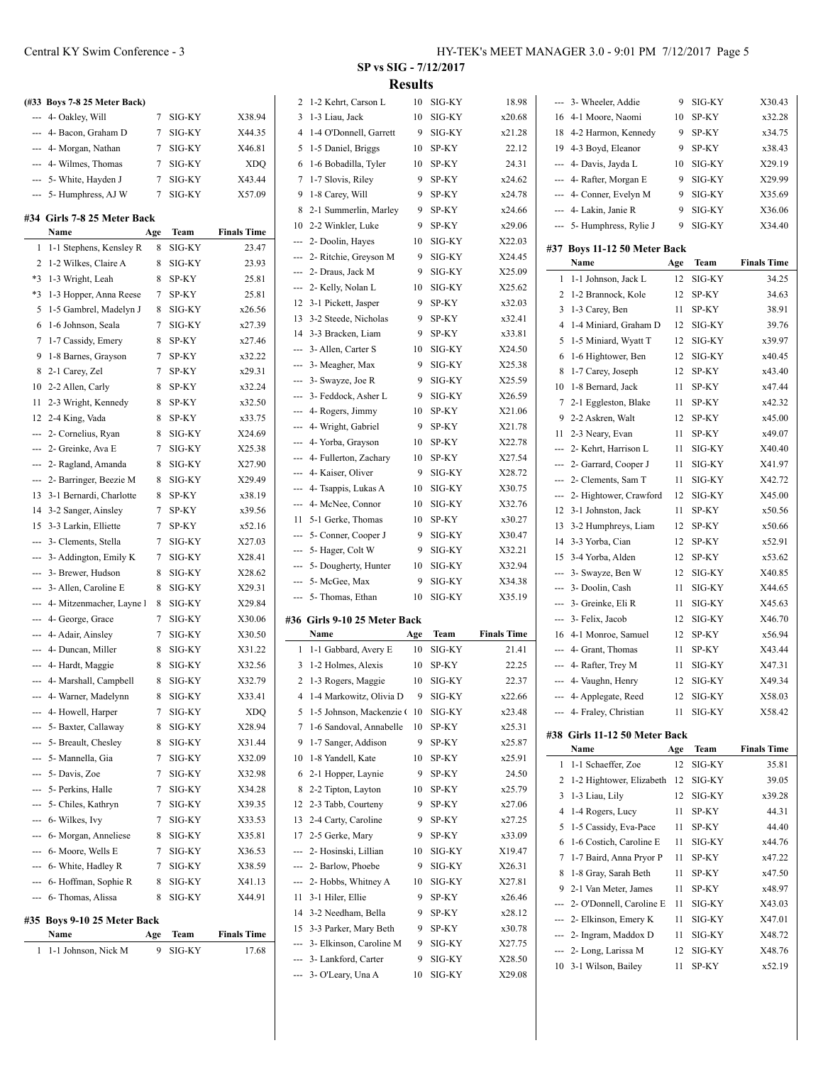## SP vs SIG - 7/12/2017

### Results

**(#33 Boys 7-8 25 Meter Back)**

| | Name | Age | Team | Finals Time |
|---|---|---|---|---|
| --- | 4- Oakley, Will | 7 | SIG-KY | X38.94 |
| --- | 4- Bacon, Graham D | 7 | SIG-KY | X44.35 |
| --- | 4- Morgan, Nathan | 7 | SIG-KY | X46.81 |
| --- | 4- Wilmes, Thomas | 7 | SIG-KY | XDQ |
| --- | 5- White, Hayden J | 7 | SIG-KY | X43.44 |
| --- | 5- Humphress, AJ W | 7 | SIG-KY | X57.09 |

**#34 Girls 7-8 25 Meter Back**

| | Name | Age | Team | Finals Time |
|---|---|---|---|---|
| 1 | 1-1 Stephens, Kensley R | 8 | SIG-KY | 23.47 |
| 2 | 1-2 Wilkes, Claire A | 8 | SIG-KY | 23.93 |
| *3 | 1-3 Wright, Leah | 8 | SP-KY | 25.81 |
| *3 | 1-3 Hopper, Anna Reese | 7 | SP-KY | 25.81 |
| 5 | 1-5 Gambrel, Madelyn J | 8 | SIG-KY | x26.56 |
| 6 | 1-6 Johnson, Seala | 7 | SIG-KY | x27.39 |
| 7 | 1-7 Cassidy, Emery | 8 | SP-KY | x27.46 |
| 9 | 1-8 Barnes, Grayson | 7 | SP-KY | x32.22 |
| 8 | 2-1 Carey, Zel | 7 | SP-KY | x29.31 |
| 10 | 2-2 Allen, Carly | 8 | SP-KY | x32.24 |
| 11 | 2-3 Wright, Kennedy | 8 | SP-KY | x32.50 |
| 12 | 2-4 King, Vada | 8 | SP-KY | x33.75 |
| --- | 2- Cornelius, Ryan | 8 | SIG-KY | X24.69 |
| --- | 2- Greinke, Ava E | 7 | SIG-KY | X25.38 |
| --- | 2- Ragland, Amanda | 8 | SIG-KY | X27.90 |
| --- | 2- Barringer, Beezie M | 8 | SIG-KY | X29.49 |
| 13 | 3-1 Bernardi, Charlotte | 8 | SP-KY | x38.19 |
| 14 | 3-2 Sanger, Ainsley | 7 | SP-KY | x39.56 |
| 15 | 3-3 Larkin, Elliette | 7 | SP-KY | x52.16 |
| --- | 3- Clements, Stella | 7 | SIG-KY | X27.03 |
| --- | 3- Addington, Emily K | 7 | SIG-KY | X28.41 |
| --- | 3- Brewer, Hudson | 8 | SIG-KY | X28.62 |
| --- | 3- Allen, Caroline E | 8 | SIG-KY | X29.31 |
| --- | 4- Mitzenmacher, Layne l | 8 | SIG-KY | X29.84 |
| --- | 4- George, Grace | 7 | SIG-KY | X30.06 |
| --- | 4- Adair, Ainsley | 7 | SIG-KY | X30.50 |
| --- | 4- Duncan, Miller | 8 | SIG-KY | X31.22 |
| --- | 4- Hardt, Maggie | 8 | SIG-KY | X32.56 |
| --- | 4- Marshall, Campbell | 8 | SIG-KY | X32.79 |
| --- | 4- Warner, Madelynn | 8 | SIG-KY | X33.41 |
| --- | 4- Howell, Harper | 7 | SIG-KY | XDQ |
| --- | 5- Baxter, Callaway | 8 | SIG-KY | X28.94 |
| --- | 5- Breault, Chesley | 8 | SIG-KY | X31.44 |
| --- | 5- Mannella, Gia | 7 | SIG-KY | X32.09 |
| --- | 5- Davis, Zoe | 7 | SIG-KY | X32.98 |
| --- | 5- Perkins, Halle | 7 | SIG-KY | X34.28 |
| --- | 5- Chiles, Kathryn | 7 | SIG-KY | X39.35 |
| --- | 6- Wilkes, Ivy | 7 | SIG-KY | X33.53 |
| --- | 6- Morgan, Anneliese | 8 | SIG-KY | X35.81 |
| --- | 6- Moore, Wells E | 7 | SIG-KY | X36.53 |
| --- | 6- White, Hadley R | 7 | SIG-KY | X38.59 |
| --- | 6- Hoffman, Sophie R | 8 | SIG-KY | X41.13 |
| --- | 6- Thomas, Alissa | 8 | SIG-KY | X44.91 |

**#35 Boys 9-10 25 Meter Back**

| | Name | Age | Team | Finals Time |
|---|---|---|---|---|
| 1 | 1-1 Johnson, Nick M | 9 | SIG-KY | 17.68 |
| 2 | 1-2 Kehrt, Carson L | 10 | SIG-KY | 18.98 |
| 3 | 1-3 Liau, Jack | 10 | SIG-KY | x20.68 |
| 4 | 1-4 O'Donnell, Garrett | 9 | SIG-KY | x21.28 |
| 5 | 1-5 Daniel, Briggs | 10 | SP-KY | 22.12 |
| 6 | 1-6 Bobadilla, Tyler | 10 | SP-KY | 24.31 |
| 7 | 1-7 Slovis, Riley | 9 | SP-KY | x24.62 |
| 9 | 1-8 Carey, Will | 9 | SP-KY | x24.78 |
| 8 | 2-1 Summerlin, Marley | 9 | SP-KY | x24.66 |
| 10 | 2-2 Winkler, Luke | 9 | SP-KY | x29.06 |
| --- | 2- Doolin, Hayes | 10 | SIG-KY | X22.03 |
| --- | 2- Ritchie, Greyson M | 9 | SIG-KY | X24.45 |
| --- | 2- Draus, Jack M | 9 | SIG-KY | X25.09 |
| --- | 2- Kelly, Nolan L | 10 | SIG-KY | X25.62 |
| 12 | 3-1 Pickett, Jasper | 9 | SP-KY | x32.03 |
| 13 | 3-2 Steede, Nicholas | 9 | SP-KY | x32.41 |
| 14 | 3-3 Bracken, Liam | 9 | SP-KY | x33.81 |
| --- | 3- Allen, Carter S | 10 | SIG-KY | X24.50 |
| --- | 3- Meagher, Max | 9 | SIG-KY | X25.38 |
| --- | 3- Swayze, Joe R | 9 | SIG-KY | X25.59 |
| --- | 3- Feddock, Asher L | 9 | SIG-KY | X26.59 |
| --- | 4- Rogers, Jimmy | 10 | SP-KY | X21.06 |
| --- | 4- Wright, Gabriel | 9 | SP-KY | X21.78 |
| --- | 4- Yorba, Grayson | 10 | SP-KY | X22.78 |
| --- | 4- Fullerton, Zachary | 10 | SP-KY | X27.54 |
| --- | 4- Kaiser, Oliver | 9 | SIG-KY | X28.72 |
| --- | 4- Tsappis, Lukas A | 10 | SIG-KY | X30.75 |
| --- | 4- McNee, Connor | 10 | SIG-KY | X32.76 |
| 11 | 5-1 Gerke, Thomas | 10 | SP-KY | x30.27 |
| --- | 5- Conner, Cooper J | 9 | SIG-KY | X30.47 |
| --- | 5- Hager, Colt W | 9 | SIG-KY | X32.21 |
| --- | 5- Dougherty, Hunter | 10 | SIG-KY | X32.94 |
| --- | 5- McGee, Max | 9 | SIG-KY | X34.38 |
| --- | 5- Thomas, Ethan | 10 | SIG-KY | X35.19 |

**#36 Girls 9-10 25 Meter Back**

| | Name | Age | Team | Finals Time |
|---|---|---|---|---|
| 1 | 1-1 Gabbard, Avery E | 10 | SIG-KY | 21.41 |
| 3 | 1-2 Holmes, Alexis | 10 | SP-KY | 22.25 |
| 2 | 1-3 Rogers, Maggie | 10 | SIG-KY | 22.37 |
| 4 | 1-4 Markowitz, Olivia D | 9 | SIG-KY | x22.66 |
| 5 | 1-5 Johnson, Mackenzie ( | 10 | SIG-KY | x23.48 |
| 7 | 1-6 Sandoval, Annabelle | 10 | SP-KY | x25.31 |
| 9 | 1-7 Sanger, Addison | 9 | SP-KY | x25.87 |
| 10 | 1-8 Yandell, Kate | 10 | SP-KY | x25.91 |
| 6 | 2-1 Hopper, Laynie | 9 | SP-KY | 24.50 |
| 8 | 2-2 Tipton, Layton | 10 | SP-KY | x25.79 |
| 12 | 2-3 Tabb, Courteny | 9 | SP-KY | x27.06 |
| 13 | 2-4 Carty, Caroline | 9 | SP-KY | x27.25 |
| 17 | 2-5 Gerke, Mary | 9 | SP-KY | x33.09 |
| --- | 2- Hosinski, Lillian | 10 | SIG-KY | X19.47 |
| --- | 2- Barlow, Phoebe | 9 | SIG-KY | X26.31 |
| --- | 2- Hobbs, Whitney A | 10 | SIG-KY | X27.81 |
| 11 | 3-1 Hiler, Ellie | 9 | SP-KY | x26.46 |
| 14 | 3-2 Needham, Bella | 9 | SP-KY | x28.12 |
| 15 | 3-3 Parker, Mary Beth | 9 | SP-KY | x30.78 |
| --- | 3- Elkinson, Caroline M | 9 | SIG-KY | X27.75 |
| --- | 3- Lankford, Carter | 9 | SIG-KY | X28.50 |
| --- | 3- O'Leary, Una A | 10 | SIG-KY | X29.08 |
| --- | 3- Wheeler, Addie | 9 | SIG-KY | X30.43 |
| 16 | 4-1 Moore, Naomi | 10 | SP-KY | x32.28 |
| 18 | 4-2 Harmon, Kennedy | 9 | SP-KY | x34.75 |
| 19 | 4-3 Boyd, Eleanor | 9 | SP-KY | x38.43 |
| --- | 4- Davis, Jayda L | 10 | SIG-KY | X29.19 |
| --- | 4- Rafter, Morgan E | 9 | SIG-KY | X29.99 |
| --- | 4- Conner, Evelyn M | 9 | SIG-KY | X35.69 |
| --- | 4- Lakin, Janie R | 9 | SIG-KY | X36.06 |
| --- | 5- Humphress, Rylie J | 9 | SIG-KY | X34.40 |

**#37 Boys 11-12 50 Meter Back**

| | Name | Age | Team | Finals Time |
|---|---|---|---|---|
| 1 | 1-1 Johnson, Jack L | 12 | SIG-KY | 34.25 |
| 2 | 1-2 Brannock, Kole | 12 | SP-KY | 34.63 |
| 3 | 1-3 Carey, Ben | 11 | SP-KY | 38.91 |
| 4 | 1-4 Miniard, Graham D | 12 | SIG-KY | 39.76 |
| 5 | 1-5 Miniard, Wyatt T | 12 | SIG-KY | x39.97 |
| 6 | 1-6 Hightower, Ben | 12 | SIG-KY | x40.45 |
| 8 | 1-7 Carey, Joseph | 12 | SP-KY | x43.40 |
| 10 | 1-8 Bernard, Jack | 11 | SP-KY | x47.44 |
| 7 | 2-1 Eggleston, Blake | 11 | SP-KY | x42.32 |
| 9 | 2-2 Askren, Walt | 12 | SP-KY | x45.00 |
| 11 | 2-3 Neary, Evan | 11 | SP-KY | x49.07 |
| --- | 2- Kehrt, Harrison L | 11 | SIG-KY | X40.40 |
| --- | 2- Garrard, Cooper J | 11 | SIG-KY | X41.97 |
| --- | 2- Clements, Sam T | 11 | SIG-KY | X42.72 |
| --- | 2- Hightower, Crawford | 12 | SIG-KY | X45.00 |
| 12 | 3-1 Johnston, Jack | 11 | SP-KY | x50.56 |
| 13 | 3-2 Humphreys, Liam | 12 | SP-KY | x50.66 |
| 14 | 3-3 Yorba, Cian | 12 | SP-KY | x52.91 |
| 15 | 3-4 Yorba, Alden | 12 | SP-KY | x53.62 |
| --- | 3- Swayze, Ben W | 12 | SIG-KY | X40.85 |
| --- | 3- Doolin, Cash | 11 | SIG-KY | X44.65 |
| --- | 3- Greinke, Eli R | 11 | SIG-KY | X45.63 |
| --- | 3- Felix, Jacob | 12 | SIG-KY | X46.70 |
| 16 | 4-1 Monroe, Samuel | 12 | SP-KY | x56.94 |
| --- | 4- Grant, Thomas | 11 | SP-KY | X43.44 |
| --- | 4- Rafter, Trey M | 11 | SIG-KY | X47.31 |
| --- | 4- Vaughn, Henry | 12 | SIG-KY | X49.34 |
| --- | 4- Applegate, Reed | 12 | SIG-KY | X58.03 |
| --- | 4- Fraley, Christian | 11 | SIG-KY | X58.42 |

**#38 Girls 11-12 50 Meter Back**

| | Name | Age | Team | Finals Time |
|---|---|---|---|---|
| 1 | 1-1 Schaeffer, Zoe | 12 | SIG-KY | 35.81 |
| 2 | 1-2 Hightower, Elizabeth | 12 | SIG-KY | 39.05 |
| 3 | 1-3 Liau, Lily | 12 | SIG-KY | x39.28 |
| 4 | 1-4 Rogers, Lucy | 11 | SP-KY | 44.31 |
| 5 | 1-5 Cassidy, Eva-Pace | 11 | SP-KY | 44.40 |
| 6 | 1-6 Costich, Caroline E | 11 | SIG-KY | x44.76 |
| 7 | 1-7 Baird, Anna Pryor P | 11 | SP-KY | x47.22 |
| 8 | 1-8 Gray, Sarah Beth | 11 | SP-KY | x47.50 |
| 9 | 2-1 Van Meter, James | 11 | SP-KY | x48.97 |
| --- | 2- O'Donnell, Caroline E | 11 | SIG-KY | X43.03 |
| --- | 2- Elkinson, Emery K | 11 | SIG-KY | X47.01 |
| --- | 2- Ingram, Maddox D | 11 | SIG-KY | X48.72 |
| --- | 2- Long, Larissa M | 12 | SIG-KY | X48.76 |
| 10 | 3-1 Wilson, Bailey | 11 | SP-KY | x52.19 |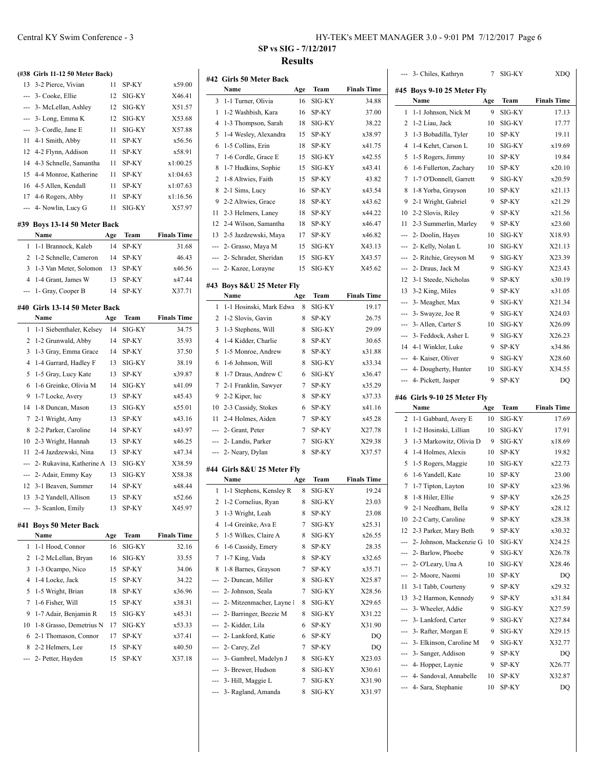## SP vs SIG - 7/12/2017

### Results

**(#38 Girls 11-12 50 Meter Back)**

| | Name | Age | Team | Finals Time |
|---|---|---|---|---|
| 13 | 3-2 Pierce, Vivian | 11 | SP-KY | x59.00 |
| --- | 3- Cooke, Ellie | 12 | SIG-KY | X46.41 |
| --- | 3- McLellan, Ashley | 12 | SIG-KY | X51.57 |
| --- | 3- Long, Emma K | 12 | SIG-KY | X53.68 |
| --- | 3- Cordle, Jane E | 11 | SIG-KY | X57.88 |
| 11 | 4-1 Smith, Abby | 11 | SP-KY | x56.56 |
| 12 | 4-2 Flynn, Addison | 11 | SP-KY | x58.91 |
| 14 | 4-3 Schnelle, Samantha | 11 | SP-KY | x1:00.25 |
| 15 | 4-4 Monroe, Katherine | 11 | SP-KY | x1:04.63 |
| 16 | 4-5 Allen, Kendall | 11 | SP-KY | x1:07.63 |
| 17 | 4-6 Rogers, Abby | 11 | SP-KY | x1:16.56 |
| --- | 4- Nowlin, Lucy G | 11 | SIG-KY | X57.97 |

**#39 Boys 13-14 50 Meter Back**

| | Name | Age | Team | Finals Time |
|---|---|---|---|---|
| 1 | 1-1 Brannock, Kaleb | 14 | SP-KY | 31.68 |
| 2 | 1-2 Schnelle, Cameron | 14 | SP-KY | 46.43 |
| 3 | 1-3 Van Meter, Solomon | 13 | SP-KY | x46.56 |
| 4 | 1-4 Grant, James W | 13 | SP-KY | x47.44 |
| --- | 1- Gray, Cooper B | 14 | SP-KY | X37.71 |

**#40 Girls 13-14 50 Meter Back**

| | Name | Age | Team | Finals Time |
|---|---|---|---|---|
| 1 | 1-1 Siebenthaler, Kelsey | 14 | SIG-KY | 34.75 |
| 2 | 1-2 Grunwald, Abby | 14 | SP-KY | 35.93 |
| 3 | 1-3 Gray, Emma Grace | 14 | SP-KY | 37.50 |
| 4 | 1-4 Garrard, Hadley F | 13 | SIG-KY | 38.19 |
| 5 | 1-5 Gray, Lucy Kate | 13 | SP-KY | x39.87 |
| 6 | 1-6 Greinke, Olivia M | 14 | SIG-KY | x41.09 |
| 9 | 1-7 Locke, Avery | 13 | SP-KY | x45.43 |
| 14 | 1-8 Duncan, Mason | 13 | SIG-KY | x55.01 |
| 7 | 2-1 Wright, Amy | 13 | SP-KY | x43.16 |
| 8 | 2-2 Parker, Caroline | 14 | SP-KY | x43.97 |
| 10 | 2-3 Wright, Hannah | 13 | SP-KY | x46.25 |
| 11 | 2-4 Jazdzewski, Nina | 13 | SP-KY | x47.34 |
| --- | 2- Rukavina, Katherine A | 13 | SIG-KY | X38.59 |
| --- | 2- Adair, Emmy Kay | 13 | SIG-KY | X58.38 |
| 12 | 3-1 Beaven, Summer | 14 | SP-KY | x48.44 |
| 13 | 3-2 Yandell, Allison | 13 | SP-KY | x52.66 |
| --- | 3- Scanlon, Emily | 13 | SP-KY | X45.97 |

**#41 Boys 50 Meter Back**

| | Name | Age | Team | Finals Time |
|---|---|---|---|---|
| 1 | 1-1 Hood, Connor | 16 | SIG-KY | 32.16 |
| 2 | 1-2 McLellan, Bryan | 16 | SIG-KY | 33.55 |
| 3 | 1-3 Ocampo, Nico | 15 | SP-KY | 34.06 |
| 4 | 1-4 Locke, Jack | 15 | SP-KY | 34.22 |
| 5 | 1-5 Wright, Brian | 18 | SP-KY | x36.96 |
| 7 | 1-6 Fisher, Will | 15 | SP-KY | x38.31 |
| 9 | 1-7 Adair, Benjamin R | 15 | SIG-KY | x45.31 |
| 10 | 1-8 Grasso, Demetrius N | 17 | SIG-KY | x53.33 |
| 6 | 2-1 Thomason, Connor | 17 | SP-KY | x37.41 |
| 8 | 2-2 Helmers, Lee | 15 | SP-KY | x40.50 |
| --- | 2- Petter, Hayden | 15 | SP-KY | X37.18 |

**#42 Girls 50 Meter Back**

| | Name | Age | Team | Finals Time |
|---|---|---|---|---|
| 3 | 1-1 Turner, Olivia | 16 | SIG-KY | 34.88 |
| 1 | 1-2 Washbish, Kara | 16 | SP-KY | 37.00 |
| 4 | 1-3 Thompson, Sarah | 18 | SIG-KY | 38.22 |
| 5 | 1-4 Wesley, Alexandra | 15 | SP-KY | x38.97 |
| 6 | 1-5 Collins, Erin | 18 | SP-KY | x41.75 |
| 7 | 1-6 Cordle, Grace E | 15 | SIG-KY | x42.55 |
| 8 | 1-7 Hudkins, Sophie | 15 | SIG-KY | x43.41 |
| 2 | 1-8 Altwies, Faith | 15 | SP-KY | 43.82 |
| 8 | 2-1 Sims, Lucy | 16 | SP-KY | x43.54 |
| 9 | 2-2 Altwies, Grace | 18 | SP-KY | x43.62 |
| 11 | 2-3 Helmers, Laney | 18 | SP-KY | x44.22 |
| 12 | 2-4 Wilson, Samantha | 18 | SP-KY | x46.47 |
| 13 | 2-5 Jazdzewski, Maya | 17 | SP-KY | x46.82 |
| --- | 2- Grasso, Maya M | 15 | SIG-KY | X43.13 |
| --- | 2- Schrader, Sheridan | 15 | SIG-KY | X43.57 |
| --- | 2- Kazee, Lorayne | 15 | SIG-KY | X45.62 |

**#43 Boys 8&U 25 Meter Fly**

| | Name | Age | Team | Finals Time |
|---|---|---|---|---|
| 1 | 1-1 Hosinski, Mark Edwa | 8 | SIG-KY | 19.17 |
| 2 | 1-2 Slovis, Gavin | 8 | SP-KY | 26.75 |
| 3 | 1-3 Stephens, Will | 8 | SIG-KY | 29.09 |
| 4 | 1-4 Kidder, Charlie | 8 | SP-KY | 30.65 |
| 5 | 1-5 Monroe, Andrew | 8 | SP-KY | x31.88 |
| 6 | 1-6 Johnson, Will | 8 | SIG-KY | x33.34 |
| 8 | 1-7 Draus, Andrew C | 6 | SIG-KY | x36.47 |
| 7 | 2-1 Franklin, Sawyer | 7 | SP-KY | x35.29 |
| 9 | 2-2 Kiper, luc | 8 | SP-KY | x37.33 |
| 10 | 2-3 Cassidy, Stokes | 6 | SP-KY | x41.16 |
| 11 | 2-4 Holmes, Aiden | 7 | SP-KY | x45.28 |
| --- | 2- Grant, Peter | 7 | SP-KY | X27.78 |
| --- | 2- Landis, Parker | 7 | SIG-KY | X29.38 |
| --- | 2- Neary, Dylan | 8 | SP-KY | X37.57 |

**#44 Girls 8&U 25 Meter Fly**

| | Name | Age | Team | Finals Time |
|---|---|---|---|---|
| 1 | 1-1 Stephens, Kensley R | 8 | SIG-KY | 19.24 |
| 2 | 1-2 Cornelius, Ryan | 8 | SIG-KY | 23.03 |
| 3 | 1-3 Wright, Leah | 8 | SP-KY | 23.08 |
| 4 | 1-4 Greinke, Ava E | 7 | SIG-KY | x25.31 |
| 5 | 1-5 Wilkes, Claire A | 8 | SIG-KY | x26.55 |
| 6 | 1-6 Cassidy, Emery | 8 | SP-KY | 28.35 |
| 7 | 1-7 King, Vada | 8 | SP-KY | x32.65 |
| 8 | 1-8 Barnes, Grayson | 7 | SP-KY | x35.71 |
| --- | 2- Duncan, Miller | 8 | SIG-KY | X25.87 |
| --- | 2- Johnson, Seala | 7 | SIG-KY | X28.56 |
| --- | 2- Mitzenmacher, Layne l | 8 | SIG-KY | X29.65 |
| --- | 2- Barringer, Beezie M | 8 | SIG-KY | X31.22 |
| --- | 2- Kidder, Lila | 6 | SP-KY | X31.90 |
| --- | 2- Lankford, Katie | 6 | SP-KY | DQ |
| --- | 2- Carey, Zel | 7 | SP-KY | DQ |
| --- | 3- Gambrel, Madelyn J | 8 | SIG-KY | X23.03 |
| --- | 3- Brewer, Hudson | 8 | SIG-KY | X30.61 |
| --- | 3- Hill, Maggie L | 7 | SIG-KY | X31.90 |
| --- | 3- Ragland, Amanda | 8 | SIG-KY | X31.97 |
| --- | 3- Chiles, Kathryn | 7 | SIG-KY | XDQ |

**#45 Boys 9-10 25 Meter Fly**

| | Name | Age | Team | Finals Time |
|---|---|---|---|---|
| 1 | 1-1 Johnson, Nick M | 9 | SIG-KY | 17.13 |
| 2 | 1-2 Liau, Jack | 10 | SIG-KY | 17.77 |
| 3 | 1-3 Bobadilla, Tyler | 10 | SP-KY | 19.11 |
| 4 | 1-4 Kehrt, Carson L | 10 | SIG-KY | x19.69 |
| 5 | 1-5 Rogers, Jimmy | 10 | SP-KY | 19.84 |
| 6 | 1-6 Fullerton, Zachary | 10 | SP-KY | x20.10 |
| 7 | 1-7 O'Donnell, Garrett | 9 | SIG-KY | x20.59 |
| 8 | 1-8 Yorba, Grayson | 10 | SP-KY | x21.13 |
| 9 | 2-1 Wright, Gabriel | 9 | SP-KY | x21.29 |
| 10 | 2-2 Slovis, Riley | 9 | SP-KY | x21.56 |
| 11 | 2-3 Summerlin, Marley | 9 | SP-KY | x23.60 |
| --- | 2- Doolin, Hayes | 10 | SIG-KY | X18.93 |
| --- | 2- Kelly, Nolan L | 10 | SIG-KY | X21.13 |
| --- | 2- Ritchie, Greyson M | 9 | SIG-KY | X23.39 |
| --- | 2- Draus, Jack M | 9 | SIG-KY | X23.43 |
| 12 | 3-1 Steede, Nicholas | 9 | SP-KY | x30.19 |
| 13 | 3-2 King, Miles | 9 | SP-KY | x31.05 |
| --- | 3- Meagher, Max | 9 | SIG-KY | X21.34 |
| --- | 3- Swayze, Joe R | 9 | SIG-KY | X24.03 |
| --- | 3- Allen, Carter S | 10 | SIG-KY | X26.09 |
| --- | 3- Feddock, Asher L | 9 | SIG-KY | X26.23 |
| 14 | 4-1 Winkler, Luke | 9 | SP-KY | x34.86 |
| --- | 4- Kaiser, Oliver | 9 | SIG-KY | X28.60 |
| --- | 4- Dougherty, Hunter | 10 | SIG-KY | X34.55 |
| --- | 4- Pickett, Jasper | 9 | SP-KY | DQ |

**#46 Girls 9-10 25 Meter Fly**

| | Name | Age | Team | Finals Time |
|---|---|---|---|---|
| 2 | 1-1 Gabbard, Avery E | 10 | SIG-KY | 17.69 |
| 1 | 1-2 Hosinski, Lillian | 10 | SIG-KY | 17.91 |
| 3 | 1-3 Markowitz, Olivia D | 9 | SIG-KY | x18.69 |
| 4 | 1-4 Holmes, Alexis | 10 | SP-KY | 19.82 |
| 5 | 1-5 Rogers, Maggie | 10 | SP-KY | x22.73 |
| 6 | 1-6 Yandell, Kate | 10 | SP-KY | 23.00 |
| 7 | 1-7 Tipton, Layton | 10 | SP-KY | x23.96 |
| 8 | 1-8 Hiler, Ellie | 9 | SP-KY | x26.25 |
| 9 | 2-1 Needham, Bella | 9 | SP-KY | x28.12 |
| 10 | 2-2 Carty, Caroline | 9 | SP-KY | x28.38 |
| 12 | 2-3 Parker, Mary Beth | 9 | SP-KY | x30.32 |
| --- | 2- Johnson, Mackenzie G | 10 | SIG-KY | X24.25 |
| --- | 2- Barlow, Phoebe | 9 | SIG-KY | X26.78 |
| --- | 2- O'Leary, Una A | 10 | SIG-KY | X28.46 |
| --- | 2- Moore, Naomi | 10 | SP-KY | DQ |
| 11 | 3-1 Tabb, Courteny | 9 | SP-KY | x29.32 |
| 13 | 3-2 Harmon, Kennedy | 9 | SP-KY | x31.84 |
| --- | 3- Wheeler, Addie | 9 | SIG-KY | X27.59 |
| --- | 3- Lankford, Carter | 9 | SIG-KY | X27.84 |
| --- | 3- Rafter, Morgan E | 9 | SIG-KY | X29.15 |
| --- | 3- Elkinson, Caroline M | 9 | SIG-KY | X32.77 |
| --- | 3- Sanger, Addison | 9 | SP-KY | DQ |
| --- | 4- Hopper, Laynie | 9 | SP-KY | X26.77 |
| --- | 4- Sandoval, Annabelle | 10 | SP-KY | X32.87 |
| --- | 4- Sara, Stephanie | 10 | SP-KY | DQ |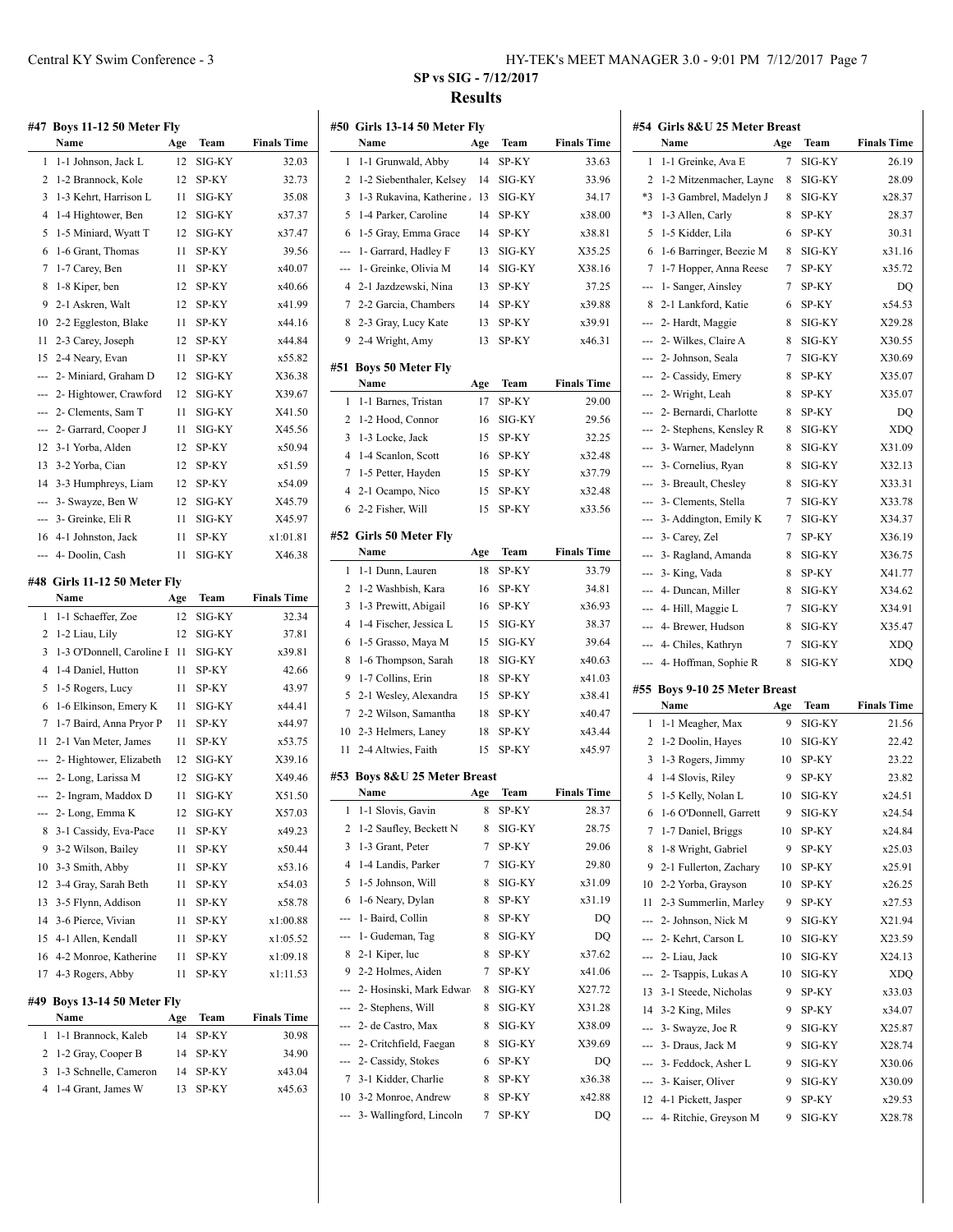# SP vs SIG - 7/12/2017

## Results

### #47 Boys 11-12 50 Meter Fly

| | Name | Age | Team | Finals Time |
|---|---|---|---|---|
| 1 | 1-1 Johnson, Jack L | 12 | SIG-KY | 32.03 |
| 2 | 1-2 Brannock, Kole | 12 | SP-KY | 32.73 |
| 3 | 1-3 Kehrt, Harrison L | 11 | SIG-KY | 35.08 |
| 4 | 1-4 Hightower, Ben | 12 | SIG-KY | x37.37 |
| 5 | 1-5 Miniard, Wyatt T | 12 | SIG-KY | x37.47 |
| 6 | 1-6 Grant, Thomas | 11 | SP-KY | 39.56 |
| 7 | 1-7 Carey, Ben | 11 | SP-KY | x40.07 |
| 8 | 1-8 Kiper, ben | 12 | SP-KY | x40.66 |
| 9 | 2-1 Askren, Walt | 12 | SP-KY | x41.99 |
| 10 | 2-2 Eggleston, Blake | 11 | SP-KY | x44.16 |
| 11 | 2-3 Carey, Joseph | 12 | SP-KY | x44.84 |
| 15 | 2-4 Neary, Evan | 11 | SP-KY | x55.82 |
| --- | 2- Miniard, Graham D | 12 | SIG-KY | X36.38 |
| --- | 2- Hightower, Crawford | 12 | SIG-KY | X39.67 |
| --- | 2- Clements, Sam T | 11 | SIG-KY | X41.50 |
| --- | 2- Garrard, Cooper J | 11 | SIG-KY | X45.56 |
| 12 | 3-1 Yorba, Alden | 12 | SP-KY | x50.94 |
| 13 | 3-2 Yorba, Cian | 12 | SP-KY | x51.59 |
| 14 | 3-3 Humphreys, Liam | 12 | SP-KY | x54.09 |
| --- | 3- Swayze, Ben W | 12 | SIG-KY | X45.79 |
| --- | 3- Greinke, Eli R | 11 | SIG-KY | X45.97 |
| 16 | 4-1 Johnston, Jack | 11 | SP-KY | x1:01.81 |
| --- | 4- Doolin, Cash | 11 | SIG-KY | X46.38 |

### #48 Girls 11-12 50 Meter Fly

| | Name | Age | Team | Finals Time |
|---|---|---|---|---|
| 1 | 1-1 Schaeffer, Zoe | 12 | SIG-KY | 32.34 |
| 2 | 1-2 Liau, Lily | 12 | SIG-KY | 37.81 |
| 3 | 1-3 O'Donnell, Caroline E | 11 | SIG-KY | x39.81 |
| 4 | 1-4 Daniel, Hutton | 11 | SP-KY | 42.66 |
| 5 | 1-5 Rogers, Lucy | 11 | SP-KY | 43.97 |
| 6 | 1-6 Elkinson, Emery K | 11 | SIG-KY | x44.41 |
| 7 | 1-7 Baird, Anna Pryor P | 11 | SP-KY | x44.97 |
| 11 | 2-1 Van Meter, James | 11 | SP-KY | x53.75 |
| --- | 2- Hightower, Elizabeth | 12 | SIG-KY | X39.16 |
| --- | 2- Long, Larissa M | 12 | SIG-KY | X49.46 |
| --- | 2- Ingram, Maddox D | 11 | SIG-KY | X51.50 |
| --- | 2- Long, Emma K | 12 | SIG-KY | X57.03 |
| 8 | 3-1 Cassidy, Eva-Pace | 11 | SP-KY | x49.23 |
| 9 | 3-2 Wilson, Bailey | 11 | SP-KY | x50.44 |
| 10 | 3-3 Smith, Abby | 11 | SP-KY | x53.16 |
| 12 | 3-4 Gray, Sarah Beth | 11 | SP-KY | x54.03 |
| 13 | 3-5 Flynn, Addison | 11 | SP-KY | x58.78 |
| 14 | 3-6 Pierce, Vivian | 11 | SP-KY | x1:00.88 |
| 15 | 4-1 Allen, Kendall | 11 | SP-KY | x1:05.52 |
| 16 | 4-2 Monroe, Katherine | 11 | SP-KY | x1:09.18 |
| 17 | 4-3 Rogers, Abby | 11 | SP-KY | x1:11.53 |

### #49 Boys 13-14 50 Meter Fly

| | Name | Age | Team | Finals Time |
|---|---|---|---|---|
| 1 | 1-1 Brannock, Kaleb | 14 | SP-KY | 30.98 |
| 2 | 1-2 Gray, Cooper B | 14 | SP-KY | 34.90 |
| 3 | 1-3 Schnelle, Cameron | 14 | SP-KY | x43.04 |
| 4 | 1-4 Grant, James W | 13 | SP-KY | x45.63 |

### #50 Girls 13-14 50 Meter Fly

| | Name | Age | Team | Finals Time |
|---|---|---|---|---|
| 1 | 1-1 Grunwald, Abby | 14 | SP-KY | 33.63 |
| 2 | 1-2 Siebenthaler, Kelsey | 14 | SIG-KY | 33.96 |
| 3 | 1-3 Rukavina, Katherine A | 13 | SIG-KY | 34.17 |
| 5 | 1-4 Parker, Caroline | 14 | SP-KY | x38.00 |
| 6 | 1-5 Gray, Emma Grace | 14 | SP-KY | x38.81 |
| --- | 1- Garrard, Hadley F | 13 | SIG-KY | X35.25 |
| --- | 1- Greinke, Olivia M | 14 | SIG-KY | X38.16 |
| 4 | 2-1 Jazdzewski, Nina | 13 | SP-KY | 37.25 |
| 7 | 2-2 Garcia, Chambers | 14 | SP-KY | x39.88 |
| 8 | 2-3 Gray, Lucy Kate | 13 | SP-KY | x39.91 |
| 9 | 2-4 Wright, Amy | 13 | SP-KY | x46.31 |

### #51 Boys 50 Meter Fly

| | Name | Age | Team | Finals Time |
|---|---|---|---|---|
| 1 | 1-1 Barnes, Tristan | 17 | SP-KY | 29.00 |
| 2 | 1-2 Hood, Connor | 16 | SIG-KY | 29.56 |
| 3 | 1-3 Locke, Jack | 15 | SP-KY | 32.25 |
| 4 | 1-4 Scanlon, Scott | 16 | SP-KY | x32.48 |
| 7 | 1-5 Petter, Hayden | 15 | SP-KY | x37.79 |
| 4 | 2-1 Ocampo, Nico | 15 | SP-KY | x32.48 |
| 6 | 2-2 Fisher, Will | 15 | SP-KY | x33.56 |

### #52 Girls 50 Meter Fly

| | Name | Age | Team | Finals Time |
|---|---|---|---|---|
| 1 | 1-1 Dunn, Lauren | 18 | SP-KY | 33.79 |
| 2 | 1-2 Washbish, Kara | 16 | SP-KY | 34.81 |
| 3 | 1-3 Prewitt, Abigail | 16 | SP-KY | x36.93 |
| 4 | 1-4 Fischer, Jessica L | 15 | SIG-KY | 38.37 |
| 6 | 1-5 Grasso, Maya M | 15 | SIG-KY | 39.64 |
| 8 | 1-6 Thompson, Sarah | 18 | SIG-KY | x40.63 |
| 9 | 1-7 Collins, Erin | 18 | SP-KY | x41.03 |
| 5 | 2-1 Wesley, Alexandra | 15 | SP-KY | x38.41 |
| 7 | 2-2 Wilson, Samantha | 18 | SP-KY | x40.47 |
| 10 | 2-3 Helmers, Laney | 18 | SP-KY | x43.44 |
| 11 | 2-4 Altwies, Faith | 15 | SP-KY | x45.97 |

### #53 Boys 8&U 25 Meter Breast

| | Name | Age | Team | Finals Time |
|---|---|---|---|---|
| 1 | 1-1 Slovis, Gavin | 8 | SP-KY | 28.37 |
| 2 | 1-2 Saufley, Beckett N | 8 | SIG-KY | 28.75 |
| 3 | 1-3 Grant, Peter | 7 | SP-KY | 29.06 |
| 4 | 1-4 Landis, Parker | 7 | SIG-KY | 29.80 |
| 5 | 1-5 Johnson, Will | 8 | SIG-KY | x31.09 |
| 6 | 1-6 Neary, Dylan | 8 | SP-KY | x31.19 |
| --- | 1- Baird, Collin | 8 | SP-KY | DQ |
| --- | 1- Gudeman, Tag | 8 | SIG-KY | DQ |
| 8 | 2-1 Kiper, luc | 8 | SP-KY | x37.62 |
| 9 | 2-2 Holmes, Aiden | 7 | SP-KY | x41.06 |
| --- | 2- Hosinski, Mark Edward | 8 | SIG-KY | X27.72 |
| --- | 2- Stephens, Will | 8 | SIG-KY | X31.28 |
| --- | 2- de Castro, Max | 8 | SIG-KY | X38.09 |
| --- | 2- Critchfield, Faegan | 8 | SIG-KY | X39.69 |
| --- | 2- Cassidy, Stokes | 6 | SP-KY | DQ |
| 7 | 3-1 Kidder, Charlie | 8 | SP-KY | x36.38 |
| 10 | 3-2 Monroe, Andrew | 8 | SP-KY | x42.88 |
| --- | 3- Wallingford, Lincoln | 7 | SP-KY | DQ |

### #54 Girls 8&U 25 Meter Breast

| | Name | Age | Team | Finals Time |
|---|---|---|---|---|
| 1 | 1-1 Greinke, Ava E | 7 | SIG-KY | 26.19 |
| 2 | 1-2 Mitzenmacher, Layne | 8 | SIG-KY | 28.09 |
| *3 | 1-3 Gambrel, Madelyn J | 8 | SIG-KY | x28.37 |
| *3 | 1-3 Allen, Carly | 8 | SP-KY | 28.37 |
| 5 | 1-5 Kidder, Lila | 6 | SP-KY | 30.31 |
| 6 | 1-6 Barringer, Beezie M | 8 | SIG-KY | x31.16 |
| 7 | 1-7 Hopper, Anna Reese | 7 | SP-KY | x35.72 |
| --- | 1- Sanger, Ainsley | 7 | SP-KY | DQ |
| 8 | 2-1 Lankford, Katie | 6 | SP-KY | x54.53 |
| --- | 2- Hardt, Maggie | 8 | SIG-KY | X29.28 |
| --- | 2- Wilkes, Claire A | 8 | SIG-KY | X30.55 |
| --- | 2- Johnson, Seala | 7 | SIG-KY | X30.69 |
| --- | 2- Cassidy, Emery | 8 | SP-KY | X35.07 |
| --- | 2- Wright, Leah | 8 | SP-KY | X35.07 |
| --- | 2- Bernardi, Charlotte | 8 | SP-KY | DQ |
| --- | 2- Stephens, Kensley R | 8 | SIG-KY | XDQ |
| --- | 3- Warner, Madelynn | 8 | SIG-KY | X31.09 |
| --- | 3- Cornelius, Ryan | 8 | SIG-KY | X32.13 |
| --- | 3- Breault, Chesley | 8 | SIG-KY | X33.31 |
| --- | 3- Clements, Stella | 7 | SIG-KY | X33.78 |
| --- | 3- Addington, Emily K | 7 | SIG-KY | X34.37 |
| --- | 3- Carey, Zel | 7 | SP-KY | X36.19 |
| --- | 3- Ragland, Amanda | 8 | SIG-KY | X36.75 |
| --- | 3- King, Vada | 8 | SP-KY | X41.77 |
| --- | 4- Duncan, Miller | 8 | SIG-KY | X34.62 |
| --- | 4- Hill, Maggie L | 7 | SIG-KY | X34.91 |
| --- | 4- Brewer, Hudson | 8 | SIG-KY | X35.47 |
| --- | 4- Chiles, Kathryn | 7 | SIG-KY | XDQ |
| --- | 4- Hoffman, Sophie R | 8 | SIG-KY | XDQ |

### #55 Boys 9-10 25 Meter Breast

| | Name | Age | Team | Finals Time |
|---|---|---|---|---|
| 1 | 1-1 Meagher, Max | 9 | SIG-KY | 21.56 |
| 2 | 1-2 Doolin, Hayes | 10 | SIG-KY | 22.42 |
| 3 | 1-3 Rogers, Jimmy | 10 | SP-KY | 23.22 |
| 4 | 1-4 Slovis, Riley | 9 | SP-KY | 23.82 |
| 5 | 1-5 Kelly, Nolan L | 10 | SIG-KY | x24.51 |
| 6 | 1-6 O'Donnell, Garrett | 9 | SIG-KY | x24.54 |
| 7 | 1-7 Daniel, Briggs | 10 | SP-KY | x24.84 |
| 8 | 1-8 Wright, Gabriel | 9 | SP-KY | x25.03 |
| 9 | 2-1 Fullerton, Zachary | 10 | SP-KY | x25.91 |
| 10 | 2-2 Yorba, Grayson | 10 | SP-KY | x26.25 |
| 11 | 2-3 Summerlin, Marley | 9 | SP-KY | x27.53 |
| --- | 2- Johnson, Nick M | 9 | SIG-KY | X21.94 |
| --- | 2- Kehrt, Carson L | 10 | SIG-KY | X23.59 |
| --- | 2- Liau, Jack | 10 | SIG-KY | X24.13 |
| --- | 2- Tsappis, Lukas A | 10 | SIG-KY | XDQ |
| 13 | 3-1 Steede, Nicholas | 9 | SP-KY | x33.03 |
| 14 | 3-2 King, Miles | 9 | SP-KY | x34.07 |
| --- | 3- Swayze, Joe R | 9 | SIG-KY | X25.87 |
| --- | 3- Draus, Jack M | 9 | SIG-KY | X28.74 |
| --- | 3- Feddock, Asher L | 9 | SIG-KY | X30.06 |
| --- | 3- Kaiser, Oliver | 9 | SIG-KY | X30.09 |
| 12 | 4-1 Pickett, Jasper | 9 | SP-KY | x29.53 |
| --- | 4- Ritchie, Greyson M | 9 | SIG-KY | X28.78 |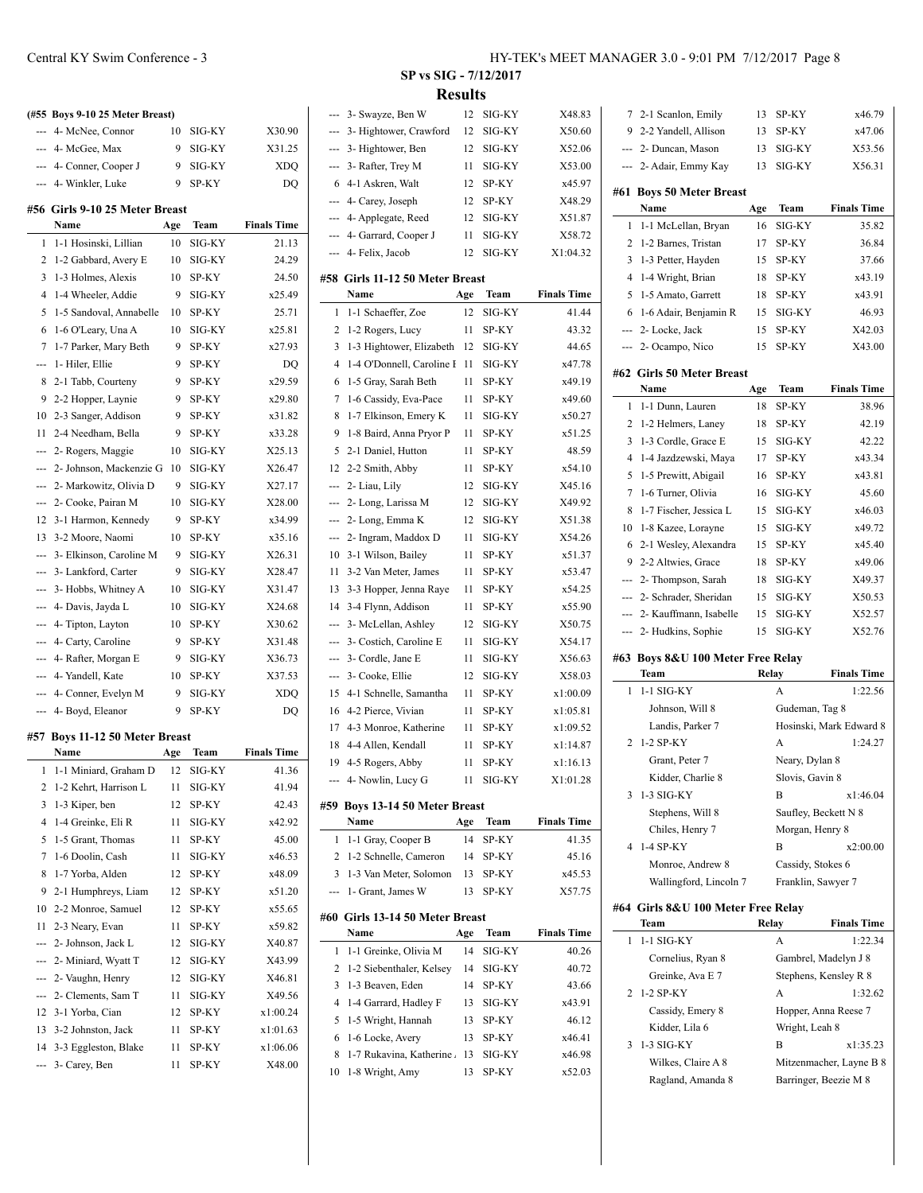## SP vs SIG - 7/12/2017

### Results

**(#55 Boys 9-10 25 Meter Breast)**

| | Name | Age | Team | Finals Time |
|---|---|---|---|---|
| --- | 4- McNee, Connor | 10 | SIG-KY | X30.90 |
| --- | 4- McGee, Max | 9 | SIG-KY | X31.25 |
| --- | 4- Conner, Cooper J | 9 | SIG-KY | XDQ |
| --- | 4- Winkler, Luke | 9 | SP-KY | DQ |

**#56 Girls 9-10 25 Meter Breast**

| | Name | Age | Team | Finals Time |
|---|---|---|---|---|
| 1 | 1-1 Hosinski, Lillian | 10 | SIG-KY | 21.13 |
| 2 | 1-2 Gabbard, Avery E | 10 | SIG-KY | 24.29 |
| 3 | 1-3 Holmes, Alexis | 10 | SP-KY | 24.50 |
| 4 | 1-4 Wheeler, Addie | 9 | SIG-KY | x25.49 |
| 5 | 1-5 Sandoval, Annabelle | 10 | SP-KY | 25.71 |
| 6 | 1-6 O'Leary, Una A | 10 | SIG-KY | x25.81 |
| 7 | 1-7 Parker, Mary Beth | 9 | SP-KY | x27.93 |
| --- | 1- Hiler, Ellie | 9 | SP-KY | DQ |
| 8 | 2-1 Tabb, Courteny | 9 | SP-KY | x29.59 |
| 9 | 2-2 Hopper, Laynie | 9 | SP-KY | x29.80 |
| 10 | 2-3 Sanger, Addison | 9 | SP-KY | x31.82 |
| 11 | 2-4 Needham, Bella | 9 | SP-KY | x33.28 |
| --- | 2- Rogers, Maggie | 10 | SIG-KY | X25.13 |
| --- | 2- Johnson, Mackenzie G | 10 | SIG-KY | X26.47 |
| --- | 2- Markowitz, Olivia D | 9 | SIG-KY | X27.17 |
| --- | 2- Cooke, Pairan M | 10 | SIG-KY | X28.00 |
| 12 | 3-1 Harmon, Kennedy | 9 | SP-KY | x34.99 |
| 13 | 3-2 Moore, Naomi | 10 | SP-KY | x35.16 |
| --- | 3- Elkinson, Caroline M | 9 | SIG-KY | X26.31 |
| --- | 3- Lankford, Carter | 9 | SIG-KY | X28.47 |
| --- | 3- Hobbs, Whitney A | 10 | SIG-KY | X31.47 |
| --- | 4- Davis, Jayda L | 10 | SIG-KY | X24.68 |
| --- | 4- Tipton, Layton | 10 | SP-KY | X30.62 |
| --- | 4- Carty, Caroline | 9 | SP-KY | X31.48 |
| --- | 4- Rafter, Morgan E | 9 | SIG-KY | X36.73 |
| --- | 4- Yandell, Kate | 10 | SP-KY | X37.53 |
| --- | 4- Conner, Evelyn M | 9 | SIG-KY | XDQ |
| --- | 4- Boyd, Eleanor | 9 | SP-KY | DQ |

**#57 Boys 11-12 50 Meter Breast**

| | Name | Age | Team | Finals Time |
|---|---|---|---|---|
| 1 | 1-1 Miniard, Graham D | 12 | SIG-KY | 41.36 |
| 2 | 1-2 Kehrt, Harrison L | 11 | SIG-KY | 41.94 |
| 3 | 1-3 Kiper, ben | 12 | SP-KY | 42.43 |
| 4 | 1-4 Greinke, Eli R | 11 | SIG-KY | x42.92 |
| 5 | 1-5 Grant, Thomas | 11 | SP-KY | 45.00 |
| 7 | 1-6 Doolin, Cash | 11 | SIG-KY | x46.53 |
| 8 | 1-7 Yorba, Alden | 12 | SP-KY | x48.09 |
| 9 | 2-1 Humphreys, Liam | 12 | SP-KY | x51.20 |
| 10 | 2-2 Monroe, Samuel | 12 | SP-KY | x55.65 |
| 11 | 2-3 Neary, Evan | 11 | SP-KY | x59.82 |
| --- | 2- Johnson, Jack L | 12 | SIG-KY | X40.87 |
| --- | 2- Miniard, Wyatt T | 12 | SIG-KY | X43.99 |
| --- | 2- Vaughn, Henry | 12 | SIG-KY | X46.81 |
| --- | 2- Clements, Sam T | 11 | SIG-KY | X49.56 |
| 12 | 3-1 Yorba, Cian | 12 | SP-KY | x1:00.24 |
| 13 | 3-2 Johnston, Jack | 11 | SP-KY | x1:01.63 |
| 14 | 3-3 Eggleston, Blake | 11 | SP-KY | x1:06.06 |
| --- | 3- Carey, Ben | 11 | SP-KY | X48.00 |
| --- | 3- Swayze, Ben W | 12 | SIG-KY | X48.83 |
| --- | 3- Hightower, Crawford | 12 | SIG-KY | X50.60 |
| --- | 3- Hightower, Ben | 12 | SIG-KY | X52.06 |
| --- | 3- Rafter, Trey M | 11 | SIG-KY | X53.00 |
| 6 | 4-1 Askren, Walt | 12 | SP-KY | x45.97 |
| --- | 4- Carey, Joseph | 12 | SP-KY | X48.29 |
| --- | 4- Applegate, Reed | 12 | SIG-KY | X51.87 |
| --- | 4- Garrard, Cooper J | 11 | SIG-KY | X58.72 |
| --- | 4- Felix, Jacob | 12 | SIG-KY | X1:04.32 |

**#58 Girls 11-12 50 Meter Breast**

| | Name | Age | Team | Finals Time |
|---|---|---|---|---|
| 1 | 1-1 Schaeffer, Zoe | 12 | SIG-KY | 41.44 |
| 2 | 1-2 Rogers, Lucy | 11 | SP-KY | 43.32 |
| 3 | 1-3 Hightower, Elizabeth | 12 | SIG-KY | 44.65 |
| 4 | 1-4 O'Donnell, Caroline F | 11 | SIG-KY | x47.78 |
| 6 | 1-5 Gray, Sarah Beth | 11 | SP-KY | x49.19 |
| 7 | 1-6 Cassidy, Eva-Pace | 11 | SP-KY | x49.60 |
| 8 | 1-7 Elkinson, Emery K | 11 | SIG-KY | x50.27 |
| 9 | 1-8 Baird, Anna Pryor P | 11 | SP-KY | x51.25 |
| 5 | 2-1 Daniel, Hutton | 11 | SP-KY | 48.59 |
| 12 | 2-2 Smith, Abby | 11 | SP-KY | x54.10 |
| --- | 2- Liau, Lily | 12 | SIG-KY | X45.16 |
| --- | 2- Long, Larissa M | 12 | SIG-KY | X49.92 |
| --- | 2- Long, Emma K | 12 | SIG-KY | X51.38 |
| --- | 2- Ingram, Maddox D | 11 | SIG-KY | X54.26 |
| 10 | 3-1 Wilson, Bailey | 11 | SP-KY | x51.37 |
| 11 | 3-2 Van Meter, James | 11 | SP-KY | x53.47 |
| 13 | 3-3 Hopper, Jenna Raye | 11 | SP-KY | x54.25 |
| 14 | 3-4 Flynn, Addison | 11 | SP-KY | x55.90 |
| --- | 3- McLellan, Ashley | 12 | SIG-KY | X50.75 |
| --- | 3- Costich, Caroline E | 11 | SIG-KY | X54.17 |
| --- | 3- Cordle, Jane E | 11 | SIG-KY | X56.63 |
| --- | 3- Cooke, Ellie | 12 | SIG-KY | X58.03 |
| 15 | 4-1 Schnelle, Samantha | 11 | SP-KY | x1:00.09 |
| 16 | 4-2 Pierce, Vivian | 11 | SP-KY | x1:05.81 |
| 17 | 4-3 Monroe, Katherine | 11 | SP-KY | x1:09.52 |
| 18 | 4-4 Allen, Kendall | 11 | SP-KY | x1:14.87 |
| 19 | 4-5 Rogers, Abby | 11 | SP-KY | x1:16.13 |
| --- | 4- Nowlin, Lucy G | 11 | SIG-KY | X1:01.28 |

**#59 Boys 13-14 50 Meter Breast**

| | Name | Age | Team | Finals Time |
|---|---|---|---|---|
| 1 | 1-1 Gray, Cooper B | 14 | SP-KY | 41.35 |
| 2 | 1-2 Schnelle, Cameron | 14 | SP-KY | 45.16 |
| 3 | 1-3 Van Meter, Solomon | 13 | SP-KY | x45.53 |
| --- | 1- Grant, James W | 13 | SP-KY | X57.75 |

**#60 Girls 13-14 50 Meter Breast**

| | Name | Age | Team | Finals Time |
|---|---|---|---|---|
| 1 | 1-1 Greinke, Olivia M | 14 | SIG-KY | 40.26 |
| 2 | 1-2 Siebenthaler, Kelsey | 14 | SIG-KY | 40.72 |
| 3 | 1-3 Beaven, Eden | 14 | SP-KY | 43.66 |
| 4 | 1-4 Garrard, Hadley F | 13 | SIG-KY | x43.91 |
| 5 | 1-5 Wright, Hannah | 13 | SP-KY | 46.12 |
| 6 | 1-6 Locke, Avery | 13 | SP-KY | x46.41 |
| 8 | 1-7 Rukavina, Katherine A | 13 | SIG-KY | x46.98 |
| 10 | 1-8 Wright, Amy | 13 | SP-KY | x52.03 |
| 7 | 2-1 Scanlon, Emily | 13 | SP-KY | x46.79 |
| 9 | 2-2 Yandell, Allison | 13 | SP-KY | x47.06 |
| --- | 2- Duncan, Mason | 13 | SIG-KY | X53.56 |
| --- | 2- Adair, Emmy Kay | 13 | SIG-KY | X56.31 |

**#61 Boys 50 Meter Breast**

| | Name | Age | Team | Finals Time |
|---|---|---|---|---|
| 1 | 1-1 McLellan, Bryan | 16 | SIG-KY | 35.82 |
| 2 | 1-2 Barnes, Tristan | 17 | SP-KY | 36.84 |
| 3 | 1-3 Petter, Hayden | 15 | SP-KY | 37.66 |
| 4 | 1-4 Wright, Brian | 18 | SP-KY | x43.19 |
| 5 | 1-5 Amato, Garrett | 18 | SP-KY | x43.91 |
| 6 | 1-6 Adair, Benjamin R | 15 | SIG-KY | 46.93 |
| --- | 2- Locke, Jack | 15 | SP-KY | X42.03 |
| --- | 2- Ocampo, Nico | 15 | SP-KY | X43.00 |

**#62 Girls 50 Meter Breast**

| | Name | Age | Team | Finals Time |
|---|---|---|---|---|
| 1 | 1-1 Dunn, Lauren | 18 | SP-KY | 38.96 |
| 2 | 1-2 Helmers, Laney | 18 | SP-KY | 42.19 |
| 3 | 1-3 Cordle, Grace E | 15 | SIG-KY | 42.22 |
| 4 | 1-4 Jazdzewski, Maya | 17 | SP-KY | x43.34 |
| 5 | 1-5 Prewitt, Abigail | 16 | SP-KY | x43.81 |
| 7 | 1-6 Turner, Olivia | 16 | SIG-KY | 45.60 |
| 8 | 1-7 Fischer, Jessica L | 15 | SIG-KY | x46.03 |
| 10 | 1-8 Kazee, Lorayne | 15 | SIG-KY | x49.72 |
| 6 | 2-1 Wesley, Alexandra | 15 | SP-KY | x45.40 |
| 9 | 2-2 Altwies, Grace | 18 | SP-KY | x49.06 |
| --- | 2- Thompson, Sarah | 18 | SIG-KY | X49.37 |
| --- | 2- Schrader, Sheridan | 15 | SIG-KY | X50.53 |
| --- | 2- Kauffmann, Isabelle | 15 | SIG-KY | X52.57 |
| --- | 2- Hudkins, Sophie | 15 | SIG-KY | X52.76 |

**#63 Boys 8&U 100 Meter Free Relay**

| | Team | Relay | Finals Time |
|---|---|---|---|
| 1 | 1-1 SIG-KY | A | 1:22.56 |
| | Johnson, Will 8 | Gudeman, Tag 8 | |
| | Landis, Parker 7 | Hosinski, Mark Edward 8 | |
| 2 | 1-2 SP-KY | A | 1:24.27 |
| | Grant, Peter 7 | Neary, Dylan 8 | |
| | Kidder, Charlie 8 | Slovis, Gavin 8 | |
| 3 | 1-3 SIG-KY | B | x1:46.04 |
| | Stephens, Will 8 | Saufley, Beckett N 8 | |
| | Chiles, Henry 7 | Morgan, Henry 8 | |
| 4 | 1-4 SP-KY | B | x2:00.00 |
| | Monroe, Andrew 8 | Cassidy, Stokes 6 | |
| | Wallingford, Lincoln 7 | Franklin, Sawyer 7 | |

**#64 Girls 8&U 100 Meter Free Relay**

| | Team | Relay | Finals Time |
|---|---|---|---|
| 1 | 1-1 SIG-KY | A | 1:22.34 |
| | Cornelius, Ryan 8 | Gambrel, Madelyn J 8 | |
| | Greinke, Ava E 7 | Stephens, Kensley R 8 | |
| 2 | 1-2 SP-KY | A | 1:32.62 |
| | Cassidy, Emery 8 | Hopper, Anna Reese 7 | |
| | Kidder, Lila 6 | Wright, Leah 8 | |
| 3 | 1-3 SIG-KY | B | x1:35.23 |
| | Wilkes, Claire A 8 | Mitzenmacher, Layne B 8 | |
| | Ragland, Amanda 8 | Barringer, Beezie M 8 | |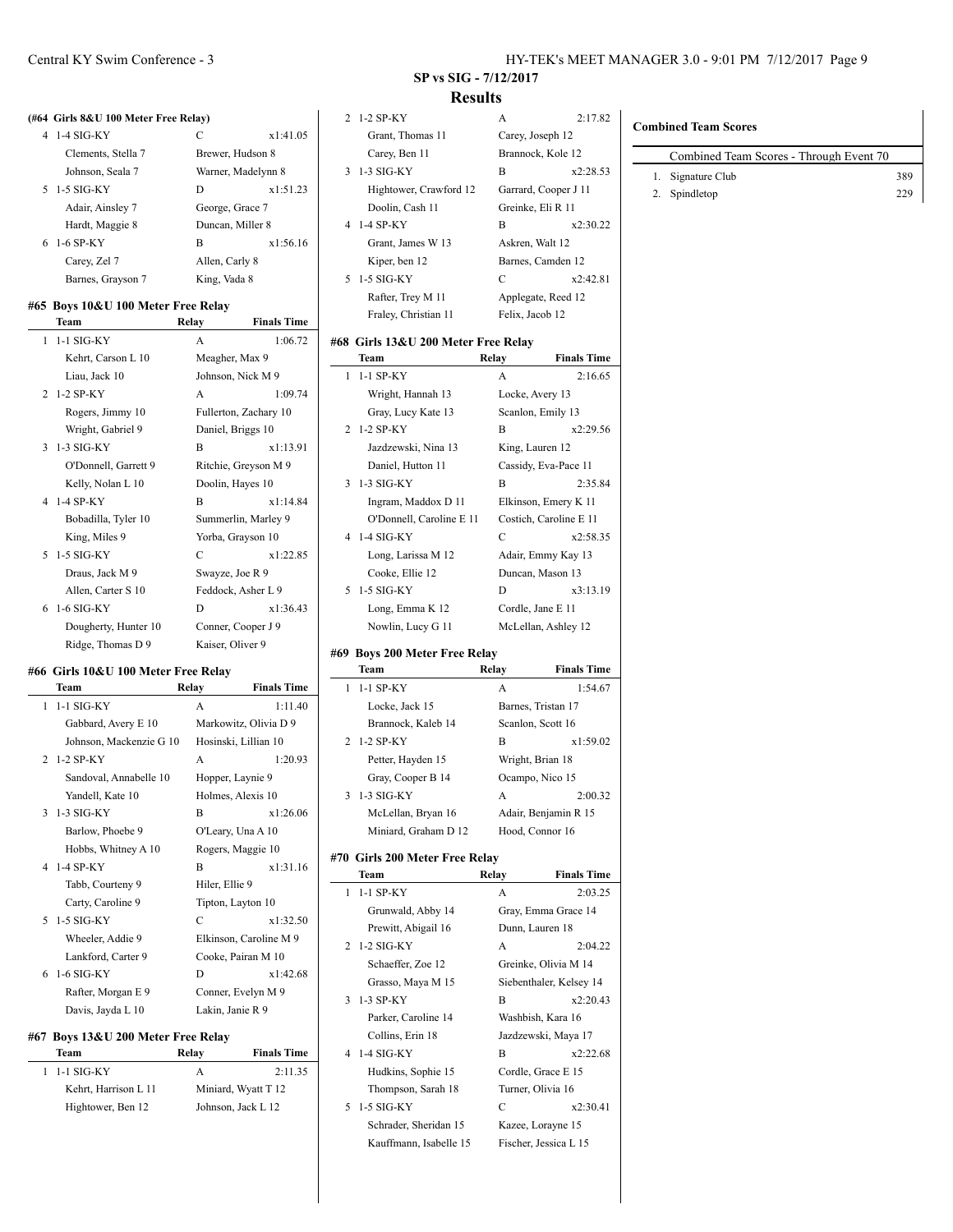## SP vs SIG - 7/12/2017

## Results

### (#64 Girls 8&U 100 Meter Free Relay)

| | Team | Relay | Finals Time |
|---|---|---|---|
| 4 | 1-4 SIG-KY | C | x1:41.05 |
| | Clements, Stella 7 | Brewer, Hudson 8 | |
| | Johnson, Seala 7 | Warner, Madelynn 8 | |
| 5 | 1-5 SIG-KY | D | x1:51.23 |
| | Adair, Ainsley 7 | George, Grace 7 | |
| | Hardt, Maggie 8 | Duncan, Miller 8 | |
| 6 | 1-6 SP-KY | B | x1:56.16 |
| | Carey, Zel 7 | Allen, Carly 8 | |
| | Barnes, Grayson 7 | King, Vada 8 | |

### #65 Boys 10&U 100 Meter Free Relay

| | Team | Relay | Finals Time |
|---|---|---|---|
| 1 | 1-1 SIG-KY | A | 1:06.72 |
| | Kehrt, Carson L 10 | Meagher, Max 9 | |
| | Liau, Jack 10 | Johnson, Nick M 9 | |
| 2 | 1-2 SP-KY | A | 1:09.74 |
| | Rogers, Jimmy 10 | Fullerton, Zachary 10 | |
| | Wright, Gabriel 9 | Daniel, Briggs 10 | |
| 3 | 1-3 SIG-KY | B | x1:13.91 |
| | O'Donnell, Garrett 9 | Ritchie, Greyson M 9 | |
| | Kelly, Nolan L 10 | Doolin, Hayes 10 | |
| 4 | 1-4 SP-KY | B | x1:14.84 |
| | Bobadilla, Tyler 10 | Summerlin, Marley 9 | |
| | King, Miles 9 | Yorba, Grayson 10 | |
| 5 | 1-5 SIG-KY | C | x1:22.85 |
| | Draus, Jack M 9 | Swayze, Joe R 9 | |
| | Allen, Carter S 10 | Feddock, Asher L 9 | |
| 6 | 1-6 SIG-KY | D | x1:36.43 |
| | Dougherty, Hunter 10 | Conner, Cooper J 9 | |
| | Ridge, Thomas D 9 | Kaiser, Oliver 9 | |

### #66 Girls 10&U 100 Meter Free Relay

| | Team | Relay | Finals Time |
|---|---|---|---|
| 1 | 1-1 SIG-KY | A | 1:11.40 |
| | Gabbard, Avery E 10 | Markowitz, Olivia D 9 | |
| | Johnson, Mackenzie G 10 | Hosinski, Lillian 10 | |
| 2 | 1-2 SP-KY | A | 1:20.93 |
| | Sandoval, Annabelle 10 | Hopper, Laynie 9 | |
| | Yandell, Kate 10 | Holmes, Alexis 10 | |
| 3 | 1-3 SIG-KY | B | x1:26.06 |
| | Barlow, Phoebe 9 | O'Leary, Una A 10 | |
| | Hobbs, Whitney A 10 | Rogers, Maggie 10 | |
| 4 | 1-4 SP-KY | B | x1:31.16 |
| | Tabb, Courteny 9 | Hiler, Ellie 9 | |
| | Carty, Caroline 9 | Tipton, Layton 10 | |
| 5 | 1-5 SIG-KY | C | x1:32.50 |
| | Wheeler, Addie 9 | Elkinson, Caroline M 9 | |
| | Lankford, Carter 9 | Cooke, Pairan M 10 | |
| 6 | 1-6 SIG-KY | D | x1:42.68 |
| | Rafter, Morgan E 9 | Conner, Evelyn M 9 | |
| | Davis, Jayda L 10 | Lakin, Janie R 9 | |

### #67 Boys 13&U 200 Meter Free Relay

| | Team | Relay | Finals Time |
|---|---|---|---|
| 1 | 1-1 SIG-KY | A | 2:11.35 |
| | Kehrt, Harrison L 11 | Miniard, Wyatt T 12 | |
| | Hightower, Ben 12 | Johnson, Jack L 12 | |
| 2 | 1-2 SP-KY | A | 2:17.82 |
| | Grant, Thomas 11 | Carey, Joseph 12 | |
| | Carey, Ben 11 | Brannock, Kole 12 | |
| 3 | 1-3 SIG-KY | B | x2:28.53 |
| | Hightower, Crawford 12 | Garrard, Cooper J 11 | |
| | Doolin, Cash 11 | Greinke, Eli R 11 | |
| 4 | 1-4 SP-KY | B | x2:30.22 |
| | Grant, James W 13 | Askren, Walt 12 | |
| | Kiper, ben 12 | Barnes, Camden 12 | |
| 5 | 1-5 SIG-KY | C | x2:42.81 |
| | Rafter, Trey M 11 | Applegate, Reed 12 | |
| | Fraley, Christian 11 | Felix, Jacob 12 | |

### #68 Girls 13&U 200 Meter Free Relay

| | Team | Relay | Finals Time |
|---|---|---|---|
| 1 | 1-1 SP-KY | A | 2:16.65 |
| | Wright, Hannah 13 | Locke, Avery 13 | |
| | Gray, Lucy Kate 13 | Scanlon, Emily 13 | |
| 2 | 1-2 SP-KY | B | x2:29.56 |
| | Jazdzewski, Nina 13 | King, Lauren 12 | |
| | Daniel, Hutton 11 | Cassidy, Eva-Pace 11 | |
| 3 | 1-3 SIG-KY | B | 2:35.84 |
| | Ingram, Maddox D 11 | Elkinson, Emery K 11 | |
| | O'Donnell, Caroline E 11 | Costich, Caroline E 11 | |
| 4 | 1-4 SIG-KY | C | x2:58.35 |
| | Long, Larissa M 12 | Adair, Emmy Kay 13 | |
| | Cooke, Ellie 12 | Duncan, Mason 13 | |
| 5 | 1-5 SIG-KY | D | x3:13.19 |
| | Long, Emma K 12 | Cordle, Jane E 11 | |
| | Nowlin, Lucy G 11 | McLellan, Ashley 12 | |

### #69 Boys 200 Meter Free Relay

| | Team | Relay | Finals Time |
|---|---|---|---|
| 1 | 1-1 SP-KY | A | 1:54.67 |
| | Locke, Jack 15 | Barnes, Tristan 17 | |
| | Brannock, Kaleb 14 | Scanlon, Scott 16 | |
| 2 | 1-2 SP-KY | B | x1:59.02 |
| | Petter, Hayden 15 | Wright, Brian 18 | |
| | Gray, Cooper B 14 | Ocampo, Nico 15 | |
| 3 | 1-3 SIG-KY | A | 2:00.32 |
| | McLellan, Bryan 16 | Adair, Benjamin R 15 | |
| | Miniard, Graham D 12 | Hood, Connor 16 | |

### #70 Girls 200 Meter Free Relay

| | Team | Relay | Finals Time |
|---|---|---|---|
| 1 | 1-1 SP-KY | A | 2:03.25 |
| | Grunwald, Abby 14 | Gray, Emma Grace 14 | |
| | Prewitt, Abigail 16 | Dunn, Lauren 18 | |
| 2 | 1-2 SIG-KY | A | 2:04.22 |
| | Schaeffer, Zoe 12 | Greinke, Olivia M 14 | |
| | Grasso, Maya M 15 | Siebenthaler, Kelsey 14 | |
| 3 | 1-3 SP-KY | B | x2:20.43 |
| | Parker, Caroline 14 | Washbish, Kara 16 | |
| | Collins, Erin 18 | Jazdzewski, Maya 17 | |
| 4 | 1-4 SIG-KY | B | x2:22.68 |
| | Hudkins, Sophie 15 | Cordle, Grace E 15 | |
| | Thompson, Sarah 18 | Turner, Olivia 16 | |
| 5 | 1-5 SIG-KY | C | x2:30.41 |
| | Schrader, Sheridan 15 | Kazee, Lorayne 15 | |
| | Kauffmann, Isabelle 15 | Fischer, Jessica L 15 | |

### Combined Team Scores

Combined Team Scores - Through Event 70

| | Team | Score |
|---|---|---|
| 1. | Signature Club | 389 |
| 2. | Spindletop | 229 |